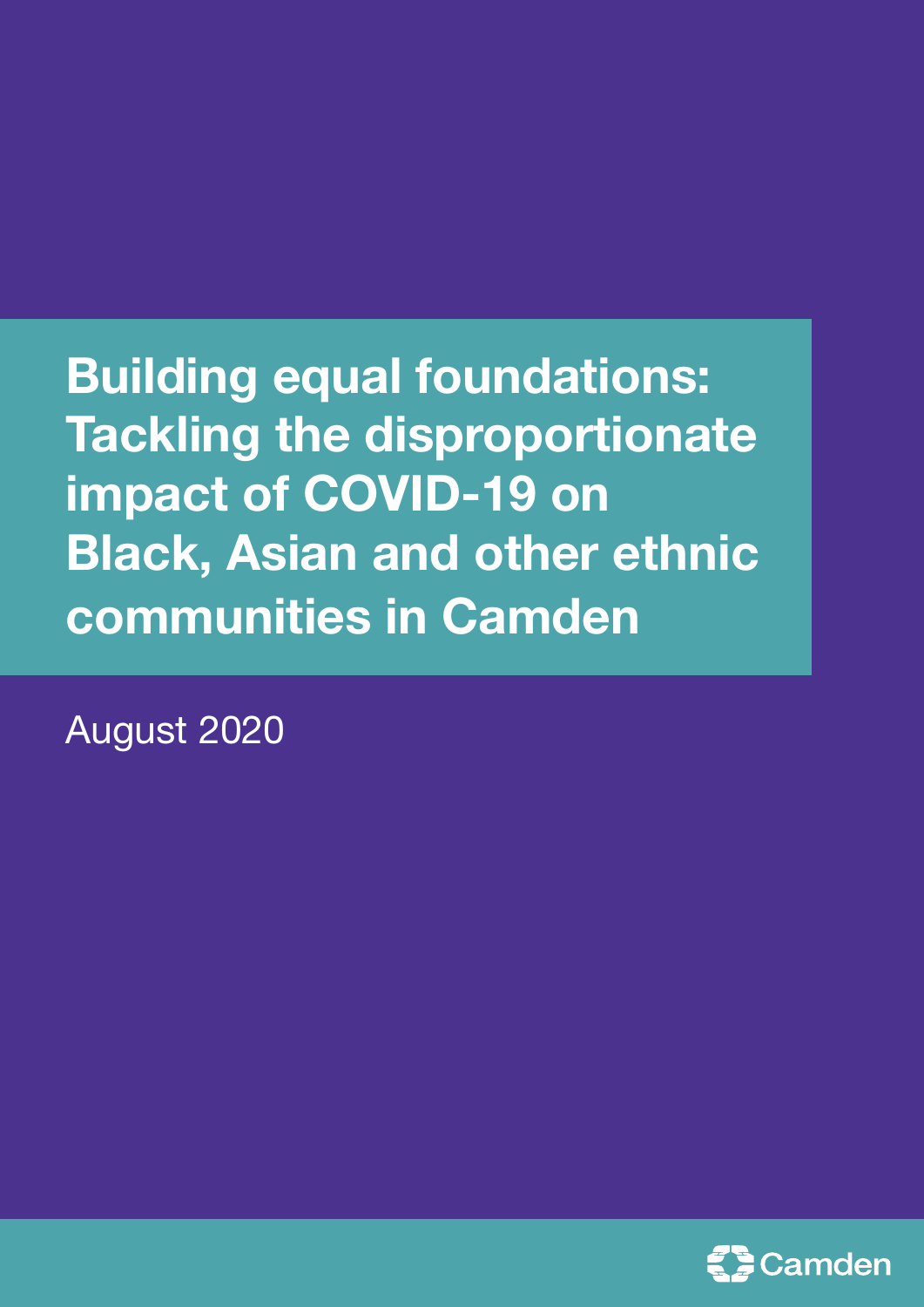# Building equal foundations: Tackling the disproportionate impact of COVID-19 on Black, Asian and other ethnic communities in Camden

August 2020

Camden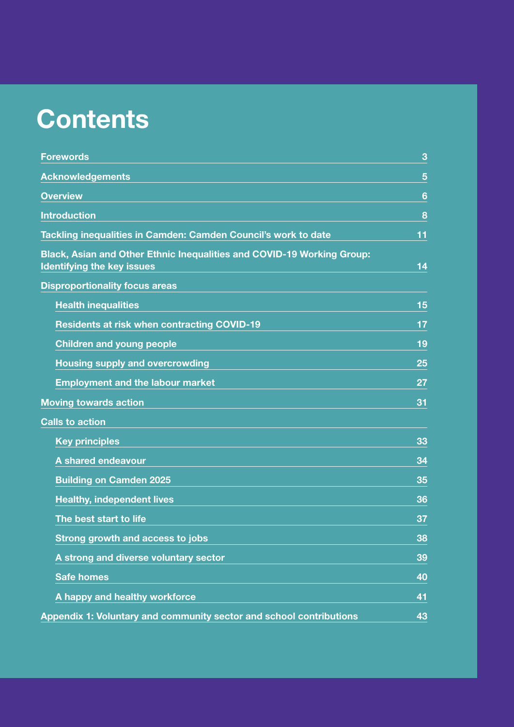# Contents

| | |
|---|---|
| Forewords | 3 |
| Acknowledgements | 5 |
| Overview | 6 |
| Introduction | 8 |
| Tackling inequalities in Camden: Camden Council's work to date | 11 |
| Black, Asian and Other Ethnic Inequalities and COVID-19 Working Group: Identifying the key issues | 14 |
| Disproportionality focus areas | |
| Health inequalities | 15 |
| Residents at risk when contracting COVID-19 | 17 |
| Children and young people | 19 |
| Housing supply and overcrowding | 25 |
| Employment and the labour market | 27 |
| Moving towards action | 31 |
| Calls to action | |
| Key principles | 33 |
| A shared endeavour | 34 |
| Building on Camden 2025 | 35 |
| Healthy, independent lives | 36 |
| The best start to life | 37 |
| Strong growth and access to jobs | 38 |
| A strong and diverse voluntary sector | 39 |
| Safe homes | 40 |
| A happy and healthy workforce | 41 |
| Appendix 1: Voluntary and community sector and school contributions | 43 |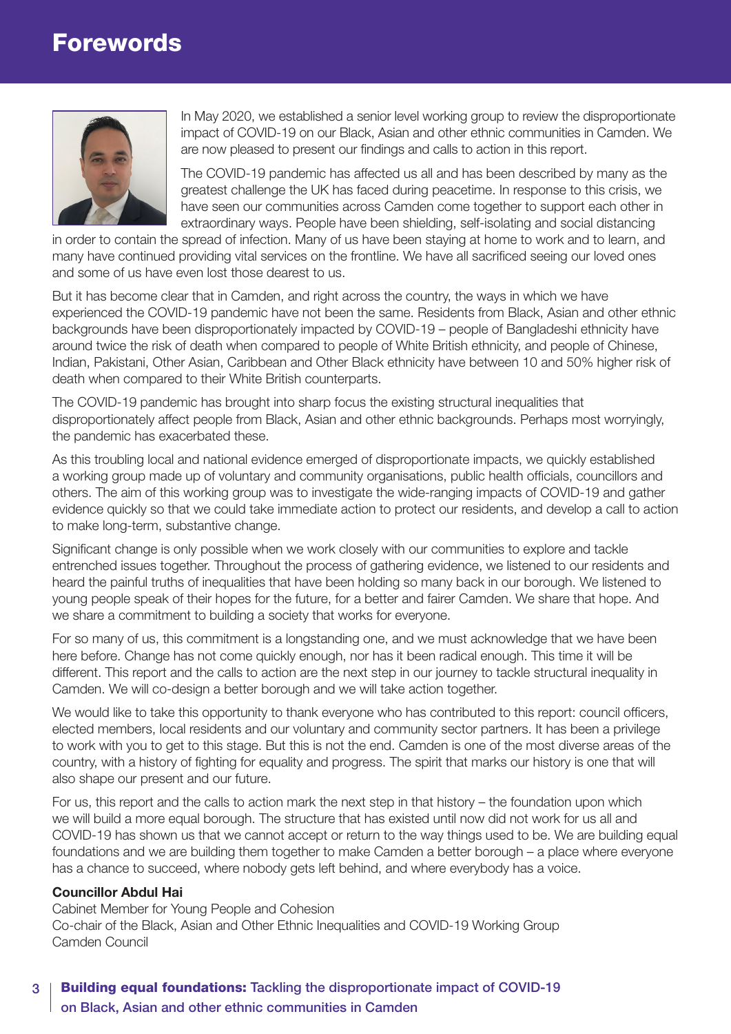# Forewords

In May 2020, we established a senior level working group to review the disproportionate impact of COVID-19 on our Black, Asian and other ethnic communities in Camden. We are now pleased to present our findings and calls to action in this report.

The COVID-19 pandemic has affected us all and has been described by many as the greatest challenge the UK has faced during peacetime. In response to this crisis, we have seen our communities across Camden come together to support each other in extraordinary ways. People have been shielding, self-isolating and social distancing in order to contain the spread of infection. Many of us have been staying at home to work and to learn, and many have continued providing vital services on the frontline. We have all sacrificed seeing our loved ones and some of us have even lost those dearest to us.

But it has become clear that in Camden, and right across the country, the ways in which we have experienced the COVID-19 pandemic have not been the same. Residents from Black, Asian and other ethnic backgrounds have been disproportionately impacted by COVID-19 – people of Bangladeshi ethnicity have around twice the risk of death when compared to people of White British ethnicity, and people of Chinese, Indian, Pakistani, Other Asian, Caribbean and Other Black ethnicity have between 10 and 50% higher risk of death when compared to their White British counterparts.

The COVID-19 pandemic has brought into sharp focus the existing structural inequalities that disproportionately affect people from Black, Asian and other ethnic backgrounds. Perhaps most worryingly, the pandemic has exacerbated these.

As this troubling local and national evidence emerged of disproportionate impacts, we quickly established a working group made up of voluntary and community organisations, public health officials, councillors and others. The aim of this working group was to investigate the wide-ranging impacts of COVID-19 and gather evidence quickly so that we could take immediate action to protect our residents, and develop a call to action to make long-term, substantive change.

Significant change is only possible when we work closely with our communities to explore and tackle entrenched issues together. Throughout the process of gathering evidence, we listened to our residents and heard the painful truths of inequalities that have been holding so many back in our borough. We listened to young people speak of their hopes for the future, for a better and fairer Camden. We share that hope. And we share a commitment to building a society that works for everyone.

For so many of us, this commitment is a longstanding one, and we must acknowledge that we have been here before. Change has not come quickly enough, nor has it been radical enough. This time it will be different. This report and the calls to action are the next step in our journey to tackle structural inequality in Camden. We will co-design a better borough and we will take action together.

We would like to take this opportunity to thank everyone who has contributed to this report: council officers, elected members, local residents and our voluntary and community sector partners. It has been a privilege to work with you to get to this stage. But this is not the end. Camden is one of the most diverse areas of the country, with a history of fighting for equality and progress. The spirit that marks our history is one that will also shape our present and our future.

For us, this report and the calls to action mark the next step in that history – the foundation upon which we will build a more equal borough. The structure that has existed until now did not work for us all and COVID-19 has shown us that we cannot accept or return to the way things used to be. We are building equal foundations and we are building them together to make Camden a better borough – a place where everyone has a chance to succeed, where nobody gets left behind, and where everybody has a voice.

**Councillor Abdul Hai**
Cabinet Member for Young People and Cohesion
Co-chair of the Black, Asian and Other Ethnic Inequalities and COVID-19 Working Group
Camden Council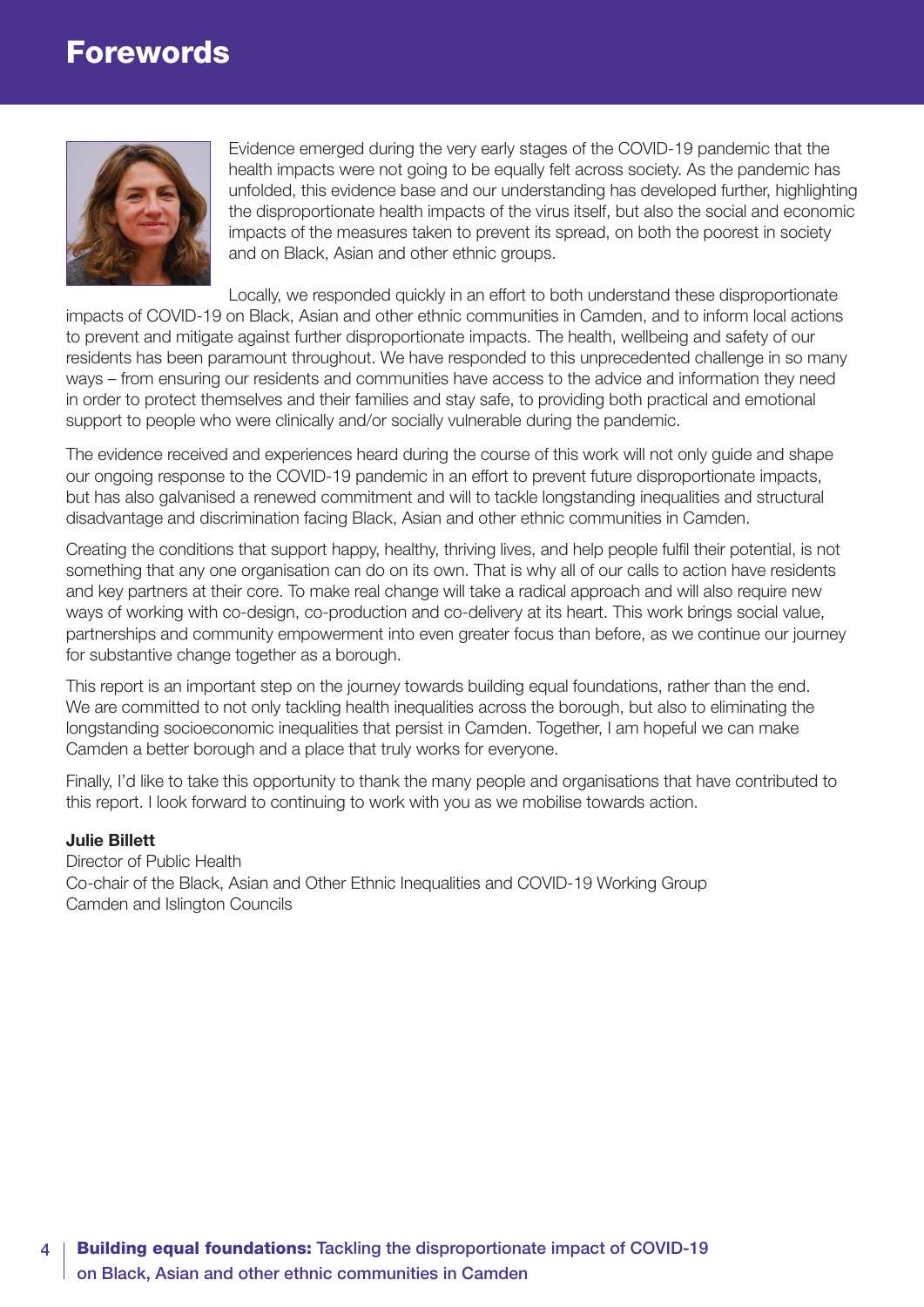# Forewords

Evidence emerged during the very early stages of the COVID-19 pandemic that the health impacts were not going to be equally felt across society. As the pandemic has unfolded, this evidence base and our understanding has developed further, highlighting the disproportionate health impacts of the virus itself, but also the social and economic impacts of the measures taken to prevent its spread, on both the poorest in society and on Black, Asian and other ethnic groups.

Locally, we responded quickly in an effort to both understand these disproportionate impacts of COVID-19 on Black, Asian and other ethnic communities in Camden, and to inform local actions to prevent and mitigate against further disproportionate impacts. The health, wellbeing and safety of our residents has been paramount throughout. We have responded to this unprecedented challenge in so many ways – from ensuring our residents and communities have access to the advice and information they need in order to protect themselves and their families and stay safe, to providing both practical and emotional support to people who were clinically and/or socially vulnerable during the pandemic.

The evidence received and experiences heard during the course of this work will not only guide and shape our ongoing response to the COVID-19 pandemic in an effort to prevent future disproportionate impacts, but has also galvanised a renewed commitment and will to tackle longstanding inequalities and structural disadvantage and discrimination facing Black, Asian and other ethnic communities in Camden.

Creating the conditions that support happy, healthy, thriving lives, and help people fulfil their potential, is not something that any one organisation can do on its own. That is why all of our calls to action have residents and key partners at their core. To make real change will take a radical approach and will also require new ways of working with co-design, co-production and co-delivery at its heart. This work brings social value, partnerships and community empowerment into even greater focus than before, as we continue our journey for substantive change together as a borough.

This report is an important step on the journey towards building equal foundations, rather than the end. We are committed to not only tackling health inequalities across the borough, but also to eliminating the longstanding socioeconomic inequalities that persist in Camden. Together, I am hopeful we can make Camden a better borough and a place that truly works for everyone.

Finally, I'd like to take this opportunity to thank the many people and organisations that have contributed to this report. I look forward to continuing to work with you as we mobilise towards action.

**Julie Billett**
Director of Public Health
Co-chair of the Black, Asian and Other Ethnic Inequalities and COVID-19 Working Group
Camden and Islington Councils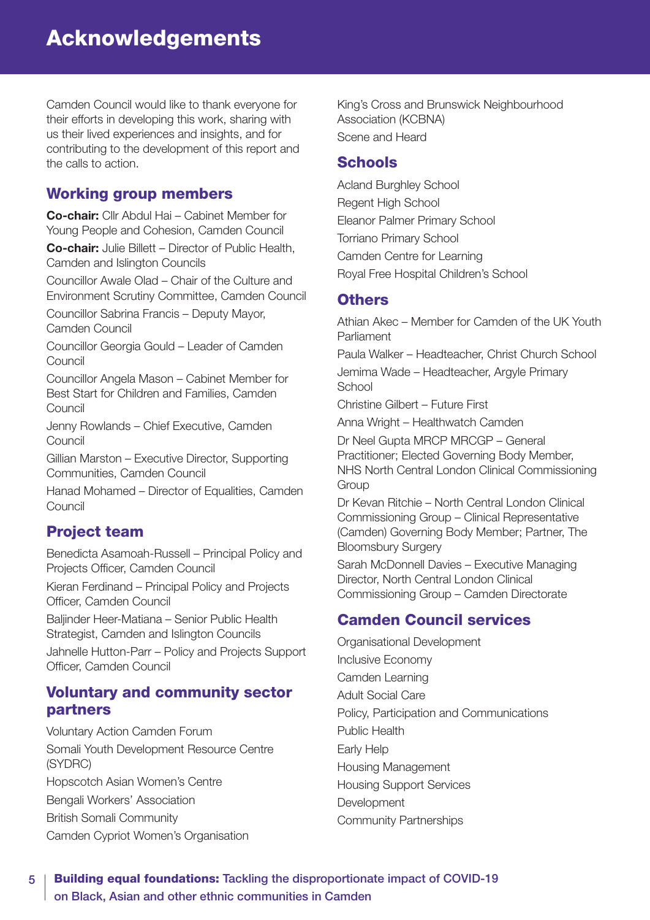# Acknowledgements

Camden Council would like to thank everyone for their efforts in developing this work, sharing with us their lived experiences and insights, and for contributing to the development of this report and the calls to action.

## Working group members

**Co-chair:** Cllr Abdul Hai – Cabinet Member for Young People and Cohesion, Camden Council

**Co-chair:** Julie Billett – Director of Public Health, Camden and Islington Councils

Councillor Awale Olad – Chair of the Culture and Environment Scrutiny Committee, Camden Council

Councillor Sabrina Francis – Deputy Mayor, Camden Council

Councillor Georgia Gould – Leader of Camden Council

Councillor Angela Mason – Cabinet Member for Best Start for Children and Families, Camden Council

Jenny Rowlands – Chief Executive, Camden Council

Gillian Marston – Executive Director, Supporting Communities, Camden Council

Hanad Mohamed – Director of Equalities, Camden Council

## Project team

Benedicta Asamoah-Russell – Principal Policy and Projects Officer, Camden Council

Kieran Ferdinand – Principal Policy and Projects Officer, Camden Council

Baljinder Heer-Matiana – Senior Public Health Strategist, Camden and Islington Councils

Jahnelle Hutton-Parr – Policy and Projects Support Officer, Camden Council

## Voluntary and community sector partners

Voluntary Action Camden Forum

Somali Youth Development Resource Centre (SYDRC)

Hopscotch Asian Women's Centre

Bengali Workers' Association

British Somali Community

Camden Cypriot Women's Organisation

King's Cross and Brunswick Neighbourhood Association (KCBNA)

Scene and Heard

## Schools

Acland Burghley School

Regent High School

Eleanor Palmer Primary School

Torriano Primary School

Camden Centre for Learning

Royal Free Hospital Children's School

## Others

Athian Akec – Member for Camden of the UK Youth Parliament

Paula Walker – Headteacher, Christ Church School

Jemima Wade – Headteacher, Argyle Primary School

Christine Gilbert – Future First

Anna Wright – Healthwatch Camden

Dr Neel Gupta MRCP MRCGP – General Practitioner; Elected Governing Body Member, NHS North Central London Clinical Commissioning Group

Dr Kevan Ritchie – North Central London Clinical Commissioning Group – Clinical Representative (Camden) Governing Body Member; Partner, The Bloomsbury Surgery

Sarah McDonnell Davies – Executive Managing Director, North Central London Clinical Commissioning Group – Camden Directorate

## Camden Council services

Organisational Development

Inclusive Economy

Camden Learning

Adult Social Care

Policy, Participation and Communications

Public Health

Early Help

Housing Management

Housing Support Services

Development

Community Partnerships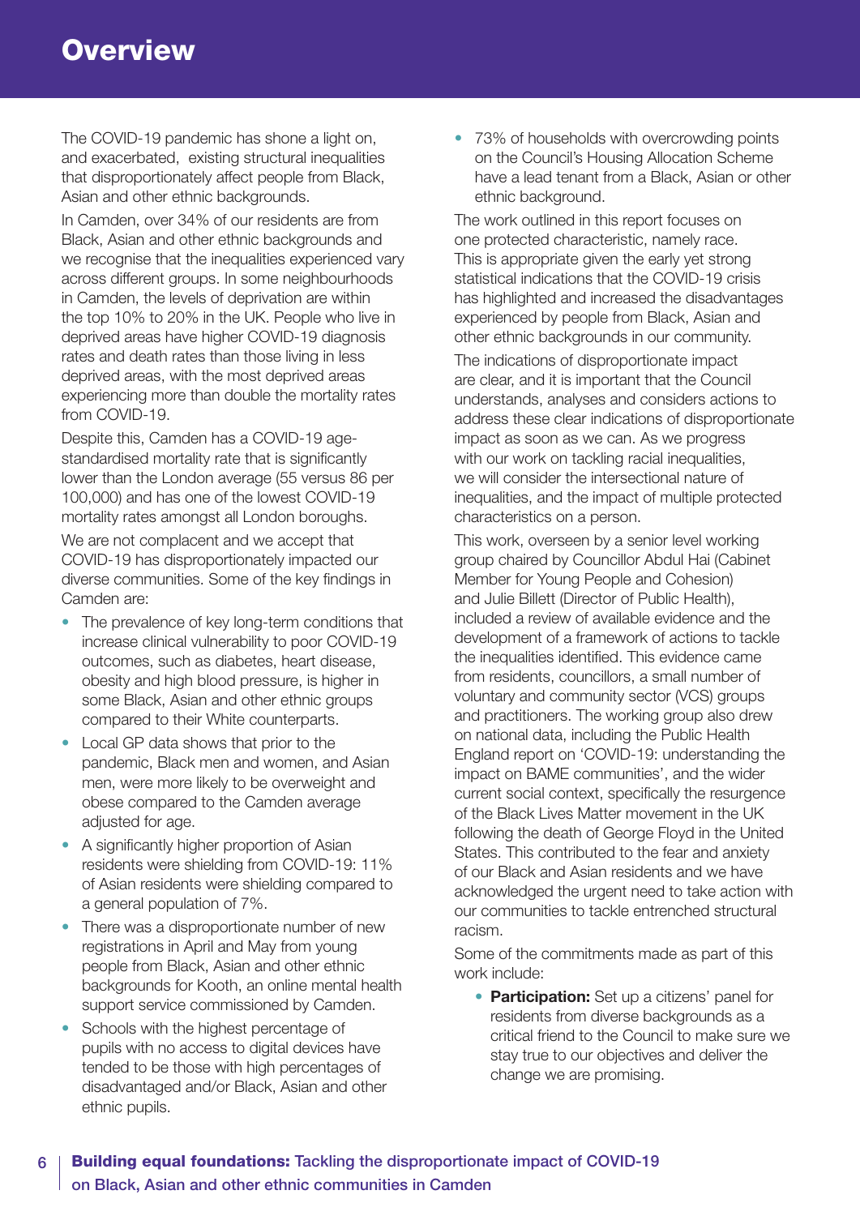# Overview

The COVID-19 pandemic has shone a light on, and exacerbated, existing structural inequalities that disproportionately affect people from Black, Asian and other ethnic backgrounds.

In Camden, over 34% of our residents are from Black, Asian and other ethnic backgrounds and we recognise that the inequalities experienced vary across different groups. In some neighbourhoods in Camden, the levels of deprivation are within the top 10% to 20% in the UK. People who live in deprived areas have higher COVID-19 diagnosis rates and death rates than those living in less deprived areas, with the most deprived areas experiencing more than double the mortality rates from COVID-19.

Despite this, Camden has a COVID-19 age-standardised mortality rate that is significantly lower than the London average (55 versus 86 per 100,000) and has one of the lowest COVID-19 mortality rates amongst all London boroughs.

We are not complacent and we accept that COVID-19 has disproportionately impacted our diverse communities. Some of the key findings in Camden are:

- The prevalence of key long-term conditions that increase clinical vulnerability to poor COVID-19 outcomes, such as diabetes, heart disease, obesity and high blood pressure, is higher in some Black, Asian and other ethnic groups compared to their White counterparts.
- Local GP data shows that prior to the pandemic, Black men and women, and Asian men, were more likely to be overweight and obese compared to the Camden average adjusted for age.
- A significantly higher proportion of Asian residents were shielding from COVID-19: 11% of Asian residents were shielding compared to a general population of 7%.
- There was a disproportionate number of new registrations in April and May from young people from Black, Asian and other ethnic backgrounds for Kooth, an online mental health support service commissioned by Camden.
- Schools with the highest percentage of pupils with no access to digital devices have tended to be those with high percentages of disadvantaged and/or Black, Asian and other ethnic pupils.
- 73% of households with overcrowding points on the Council's Housing Allocation Scheme have a lead tenant from a Black, Asian or other ethnic background.

The work outlined in this report focuses on one protected characteristic, namely race. This is appropriate given the early yet strong statistical indications that the COVID-19 crisis has highlighted and increased the disadvantages experienced by people from Black, Asian and other ethnic backgrounds in our community.

The indications of disproportionate impact are clear, and it is important that the Council understands, analyses and considers actions to address these clear indications of disproportionate impact as soon as we can. As we progress with our work on tackling racial inequalities, we will consider the intersectional nature of inequalities, and the impact of multiple protected characteristics on a person.

This work, overseen by a senior level working group chaired by Councillor Abdul Hai (Cabinet Member for Young People and Cohesion) and Julie Billett (Director of Public Health), included a review of available evidence and the development of a framework of actions to tackle the inequalities identified. This evidence came from residents, councillors, a small number of voluntary and community sector (VCS) groups and practitioners. The working group also drew on national data, including the Public Health England report on 'COVID-19: understanding the impact on BAME communities', and the wider current social context, specifically the resurgence of the Black Lives Matter movement in the UK following the death of George Floyd in the United States. This contributed to the fear and anxiety of our Black and Asian residents and we have acknowledged the urgent need to take action with our communities to tackle entrenched structural racism.

Some of the commitments made as part of this work include:

- **Participation:** Set up a citizens' panel for residents from diverse backgrounds as a critical friend to the Council to make sure we stay true to our objectives and deliver the change we are promising.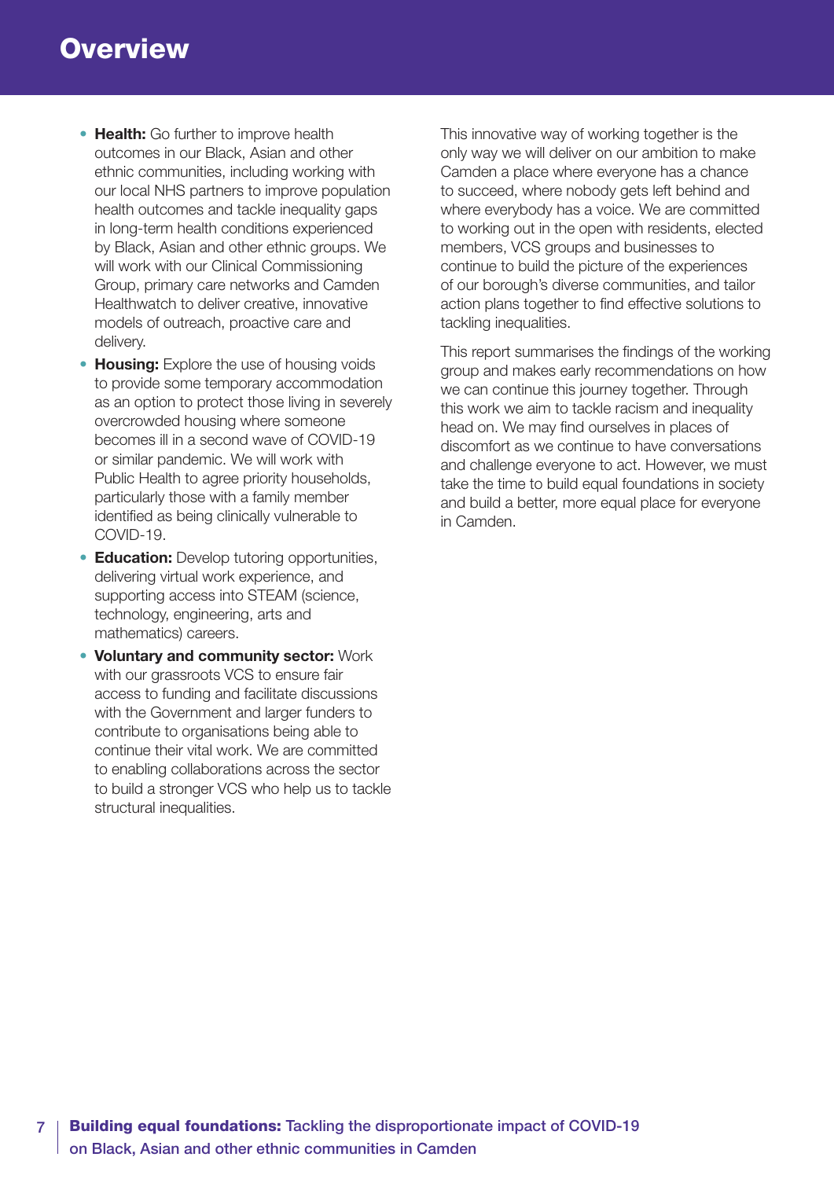# Overview

- **Health:** Go further to improve health outcomes in our Black, Asian and other ethnic communities, including working with our local NHS partners to improve population health outcomes and tackle inequality gaps in long-term health conditions experienced by Black, Asian and other ethnic groups. We will work with our Clinical Commissioning Group, primary care networks and Camden Healthwatch to deliver creative, innovative models of outreach, proactive care and delivery.
- **Housing:** Explore the use of housing voids to provide some temporary accommodation as an option to protect those living in severely overcrowded housing where someone becomes ill in a second wave of COVID-19 or similar pandemic. We will work with Public Health to agree priority households, particularly those with a family member identified as being clinically vulnerable to COVID-19.
- **Education:** Develop tutoring opportunities, delivering virtual work experience, and supporting access into STEAM (science, technology, engineering, arts and mathematics) careers.
- **Voluntary and community sector:** Work with our grassroots VCS to ensure fair access to funding and facilitate discussions with the Government and larger funders to contribute to organisations being able to continue their vital work. We are committed to enabling collaborations across the sector to build a stronger VCS who help us to tackle structural inequalities.

This innovative way of working together is the only way we will deliver on our ambition to make Camden a place where everyone has a chance to succeed, where nobody gets left behind and where everybody has a voice. We are committed to working out in the open with residents, elected members, VCS groups and businesses to continue to build the picture of the experiences of our borough's diverse communities, and tailor action plans together to find effective solutions to tackling inequalities.

This report summarises the findings of the working group and makes early recommendations on how we can continue this journey together. Through this work we aim to tackle racism and inequality head on. We may find ourselves in places of discomfort as we continue to have conversations and challenge everyone to act. However, we must take the time to build equal foundations in society and build a better, more equal place for everyone in Camden.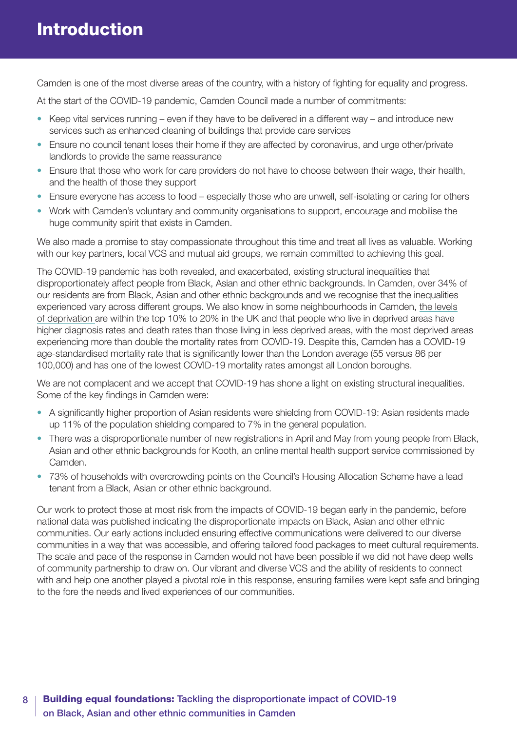# Introduction

Camden is one of the most diverse areas of the country, with a history of fighting for equality and progress.

At the start of the COVID-19 pandemic, Camden Council made a number of commitments:

- Keep vital services running – even if they have to be delivered in a different way – and introduce new services such as enhanced cleaning of buildings that provide care services
- Ensure no council tenant loses their home if they are affected by coronavirus, and urge other/private landlords to provide the same reassurance
- Ensure that those who work for care providers do not have to choose between their wage, their health, and the health of those they support
- Ensure everyone has access to food – especially those who are unwell, self-isolating or caring for others
- Work with Camden's voluntary and community organisations to support, encourage and mobilise the huge community spirit that exists in Camden.

We also made a promise to stay compassionate throughout this time and treat all lives as valuable. Working with our key partners, local VCS and mutual aid groups, we remain committed to achieving this goal.

The COVID-19 pandemic has both revealed, and exacerbated, existing structural inequalities that disproportionately affect people from Black, Asian and other ethnic backgrounds. In Camden, over 34% of our residents are from Black, Asian and other ethnic backgrounds and we recognise that the inequalities experienced vary across different groups. We also know in some neighbourhoods in Camden, the levels of deprivation are within the top 10% to 20% in the UK and that people who live in deprived areas have higher diagnosis rates and death rates than those living in less deprived areas, with the most deprived areas experiencing more than double the mortality rates from COVID-19. Despite this, Camden has a COVID-19 age-standardised mortality rate that is significantly lower than the London average (55 versus 86 per 100,000) and has one of the lowest COVID-19 mortality rates amongst all London boroughs.

We are not complacent and we accept that COVID-19 has shone a light on existing structural inequalities. Some of the key findings in Camden were:

- A significantly higher proportion of Asian residents were shielding from COVID-19: Asian residents made up 11% of the population shielding compared to 7% in the general population.
- There was a disproportionate number of new registrations in April and May from young people from Black, Asian and other ethnic backgrounds for Kooth, an online mental health support service commissioned by Camden.
- 73% of households with overcrowding points on the Council's Housing Allocation Scheme have a lead tenant from a Black, Asian or other ethnic background.

Our work to protect those at most risk from the impacts of COVID-19 began early in the pandemic, before national data was published indicating the disproportionate impacts on Black, Asian and other ethnic communities. Our early actions included ensuring effective communications were delivered to our diverse communities in a way that was accessible, and offering tailored food packages to meet cultural requirements. The scale and pace of the response in Camden would not have been possible if we did not have deep wells of community partnership to draw on. Our vibrant and diverse VCS and the ability of residents to connect with and help one another played a pivotal role in this response, ensuring families were kept safe and bringing to the fore the needs and lived experiences of our communities.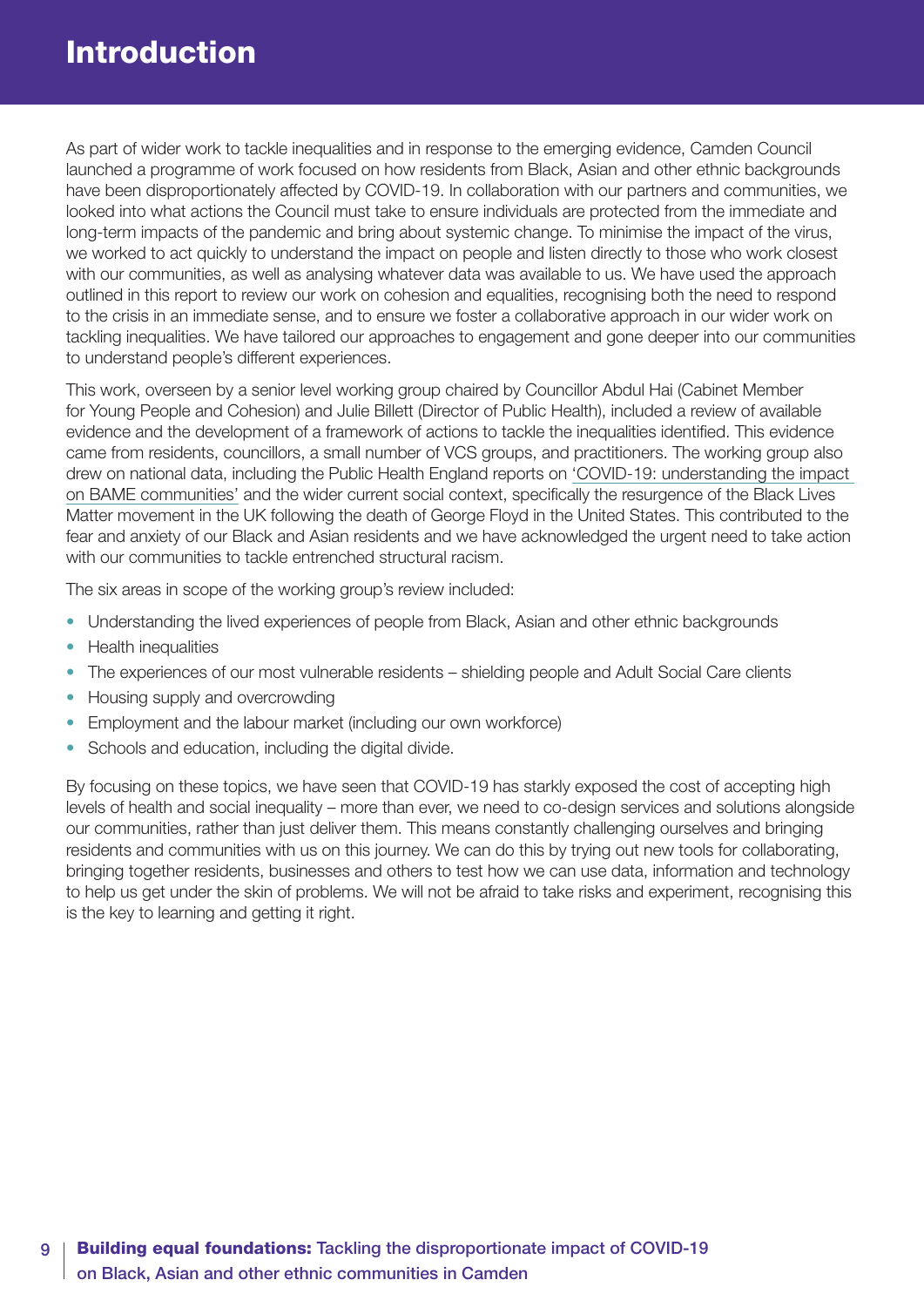# Introduction

As part of wider work to tackle inequalities and in response to the emerging evidence, Camden Council launched a programme of work focused on how residents from Black, Asian and other ethnic backgrounds have been disproportionately affected by COVID-19. In collaboration with our partners and communities, we looked into what actions the Council must take to ensure individuals are protected from the immediate and long-term impacts of the pandemic and bring about systemic change. To minimise the impact of the virus, we worked to act quickly to understand the impact on people and listen directly to those who work closest with our communities, as well as analysing whatever data was available to us. We have used the approach outlined in this report to review our work on cohesion and equalities, recognising both the need to respond to the crisis in an immediate sense, and to ensure we foster a collaborative approach in our wider work on tackling inequalities. We have tailored our approaches to engagement and gone deeper into our communities to understand people's different experiences.

This work, overseen by a senior level working group chaired by Councillor Abdul Hai (Cabinet Member for Young People and Cohesion) and Julie Billett (Director of Public Health), included a review of available evidence and the development of a framework of actions to tackle the inequalities identified. This evidence came from residents, councillors, a small number of VCS groups, and practitioners. The working group also drew on national data, including the Public Health England reports on 'COVID-19: understanding the impact on BAME communities' and the wider current social context, specifically the resurgence of the Black Lives Matter movement in the UK following the death of George Floyd in the United States. This contributed to the fear and anxiety of our Black and Asian residents and we have acknowledged the urgent need to take action with our communities to tackle entrenched structural racism.

The six areas in scope of the working group's review included:

- Understanding the lived experiences of people from Black, Asian and other ethnic backgrounds
- Health inequalities
- The experiences of our most vulnerable residents – shielding people and Adult Social Care clients
- Housing supply and overcrowding
- Employment and the labour market (including our own workforce)
- Schools and education, including the digital divide.

By focusing on these topics, we have seen that COVID-19 has starkly exposed the cost of accepting high levels of health and social inequality – more than ever, we need to co-design services and solutions alongside our communities, rather than just deliver them. This means constantly challenging ourselves and bringing residents and communities with us on this journey. We can do this by trying out new tools for collaborating, bringing together residents, businesses and others to test how we can use data, information and technology to help us get under the skin of problems. We will not be afraid to take risks and experiment, recognising this is the key to learning and getting it right.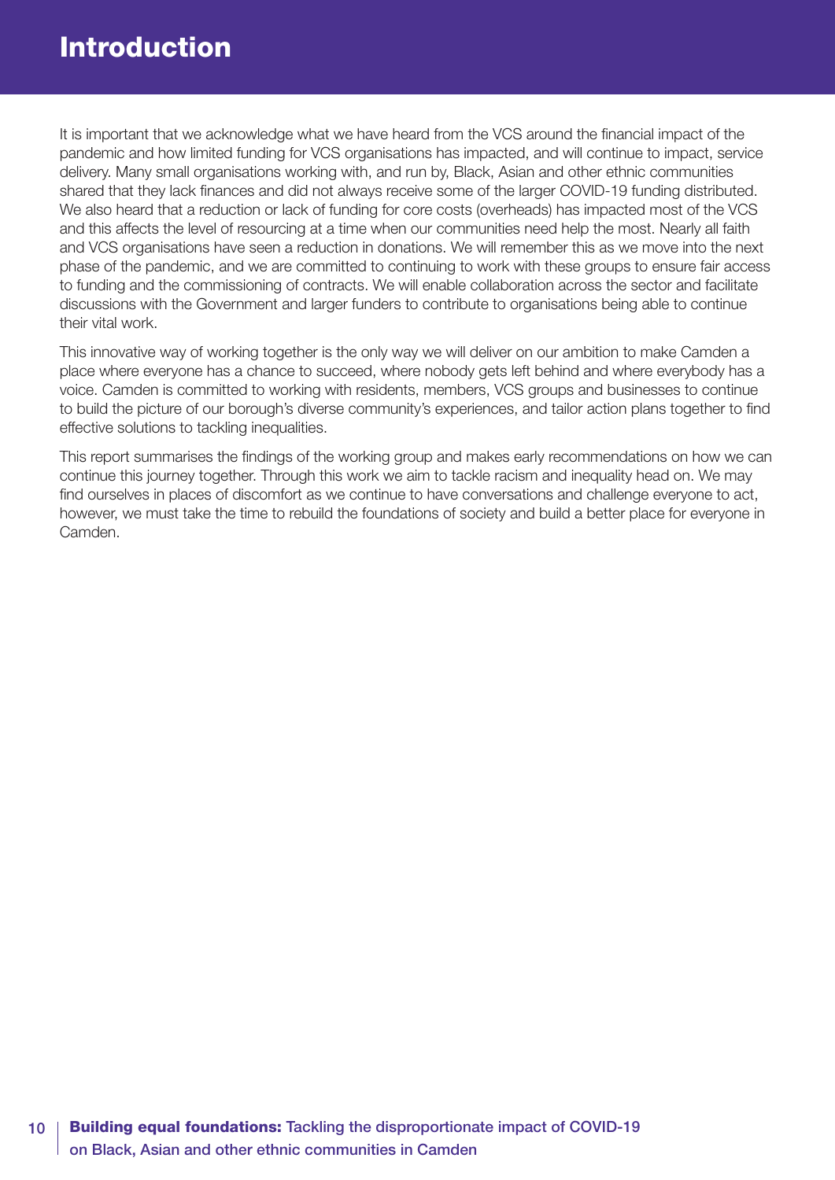# Introduction

It is important that we acknowledge what we have heard from the VCS around the financial impact of the pandemic and how limited funding for VCS organisations has impacted, and will continue to impact, service delivery. Many small organisations working with, and run by, Black, Asian and other ethnic communities shared that they lack finances and did not always receive some of the larger COVID-19 funding distributed. We also heard that a reduction or lack of funding for core costs (overheads) has impacted most of the VCS and this affects the level of resourcing at a time when our communities need help the most. Nearly all faith and VCS organisations have seen a reduction in donations. We will remember this as we move into the next phase of the pandemic, and we are committed to continuing to work with these groups to ensure fair access to funding and the commissioning of contracts. We will enable collaboration across the sector and facilitate discussions with the Government and larger funders to contribute to organisations being able to continue their vital work.

This innovative way of working together is the only way we will deliver on our ambition to make Camden a place where everyone has a chance to succeed, where nobody gets left behind and where everybody has a voice. Camden is committed to working with residents, members, VCS groups and businesses to continue to build the picture of our borough's diverse community's experiences, and tailor action plans together to find effective solutions to tackling inequalities.

This report summarises the findings of the working group and makes early recommendations on how we can continue this journey together. Through this work we aim to tackle racism and inequality head on. We may find ourselves in places of discomfort as we continue to have conversations and challenge everyone to act, however, we must take the time to rebuild the foundations of society and build a better place for everyone in Camden.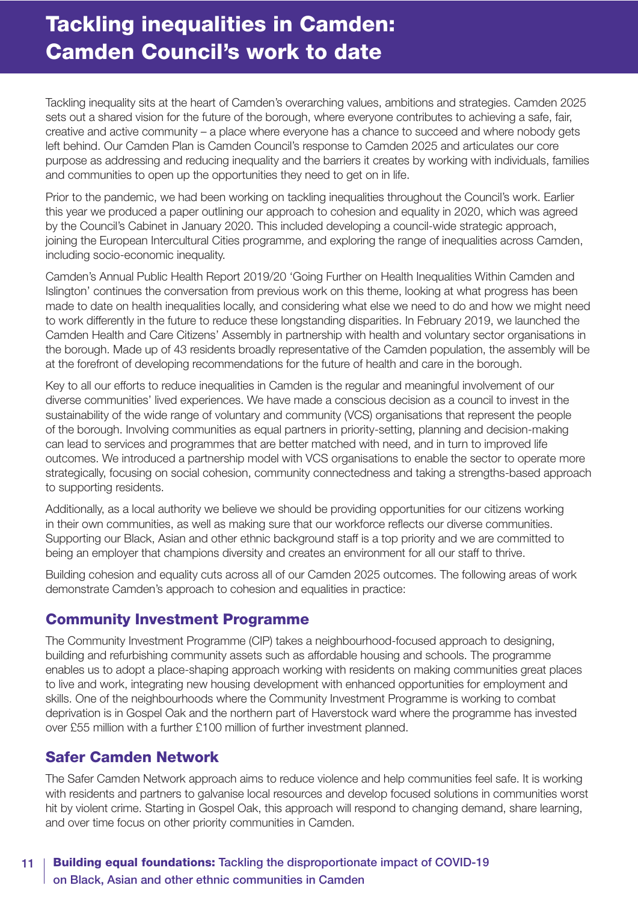# Tackling inequalities in Camden: Camden Council's work to date

Tackling inequality sits at the heart of Camden's overarching values, ambitions and strategies. Camden 2025 sets out a shared vision for the future of the borough, where everyone contributes to achieving a safe, fair, creative and active community – a place where everyone has a chance to succeed and where nobody gets left behind. Our Camden Plan is Camden Council's response to Camden 2025 and articulates our core purpose as addressing and reducing inequality and the barriers it creates by working with individuals, families and communities to open up the opportunities they need to get on in life.

Prior to the pandemic, we had been working on tackling inequalities throughout the Council's work. Earlier this year we produced a paper outlining our approach to cohesion and equality in 2020, which was agreed by the Council's Cabinet in January 2020. This included developing a council-wide strategic approach, joining the European Intercultural Cities programme, and exploring the range of inequalities across Camden, including socio-economic inequality.

Camden's Annual Public Health Report 2019/20 'Going Further on Health Inequalities Within Camden and Islington' continues the conversation from previous work on this theme, looking at what progress has been made to date on health inequalities locally, and considering what else we need to do and how we might need to work differently in the future to reduce these longstanding disparities. In February 2019, we launched the Camden Health and Care Citizens' Assembly in partnership with health and voluntary sector organisations in the borough. Made up of 43 residents broadly representative of the Camden population, the assembly will be at the forefront of developing recommendations for the future of health and care in the borough.

Key to all our efforts to reduce inequalities in Camden is the regular and meaningful involvement of our diverse communities' lived experiences. We have made a conscious decision as a council to invest in the sustainability of the wide range of voluntary and community (VCS) organisations that represent the people of the borough. Involving communities as equal partners in priority-setting, planning and decision-making can lead to services and programmes that are better matched with need, and in turn to improved life outcomes. We introduced a partnership model with VCS organisations to enable the sector to operate more strategically, focusing on social cohesion, community connectedness and taking a strengths-based approach to supporting residents.

Additionally, as a local authority we believe we should be providing opportunities for our citizens working in their own communities, as well as making sure that our workforce reflects our diverse communities. Supporting our Black, Asian and other ethnic background staff is a top priority and we are committed to being an employer that champions diversity and creates an environment for all our staff to thrive.

Building cohesion and equality cuts across all of our Camden 2025 outcomes. The following areas of work demonstrate Camden's approach to cohesion and equalities in practice:

## Community Investment Programme

The Community Investment Programme (CIP) takes a neighbourhood-focused approach to designing, building and refurbishing community assets such as affordable housing and schools. The programme enables us to adopt a place-shaping approach working with residents on making communities great places to live and work, integrating new housing development with enhanced opportunities for employment and skills. One of the neighbourhoods where the Community Investment Programme is working to combat deprivation is in Gospel Oak and the northern part of Haverstock ward where the programme has invested over £55 million with a further £100 million of further investment planned.

## Safer Camden Network

The Safer Camden Network approach aims to reduce violence and help communities feel safe. It is working with residents and partners to galvanise local resources and develop focused solutions in communities worst hit by violent crime. Starting in Gospel Oak, this approach will respond to changing demand, share learning, and over time focus on other priority communities in Camden.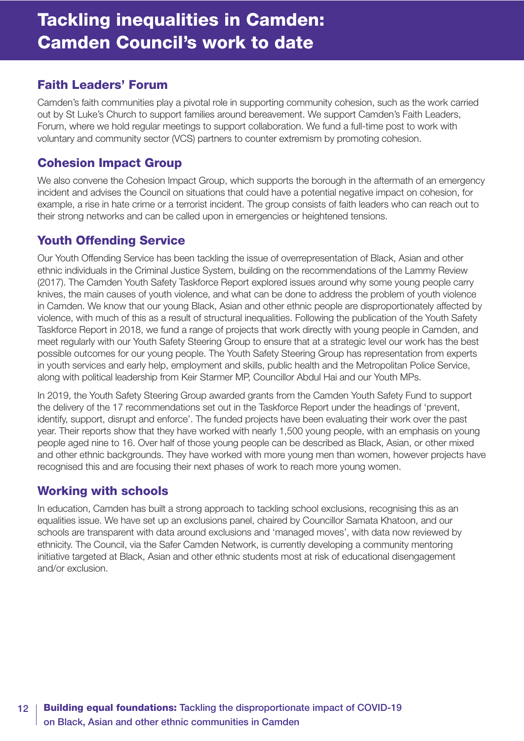# Tackling inequalities in Camden: Camden Council's work to date

## Faith Leaders' Forum

Camden's faith communities play a pivotal role in supporting community cohesion, such as the work carried out by St Luke's Church to support families around bereavement. We support Camden's Faith Leaders, Forum, where we hold regular meetings to support collaboration. We fund a full-time post to work with voluntary and community sector (VCS) partners to counter extremism by promoting cohesion.

## Cohesion Impact Group

We also convene the Cohesion Impact Group, which supports the borough in the aftermath of an emergency incident and advises the Council on situations that could have a potential negative impact on cohesion, for example, a rise in hate crime or a terrorist incident. The group consists of faith leaders who can reach out to their strong networks and can be called upon in emergencies or heightened tensions.

## Youth Offending Service

Our Youth Offending Service has been tackling the issue of overrepresentation of Black, Asian and other ethnic individuals in the Criminal Justice System, building on the recommendations of the Lammy Review (2017). The Camden Youth Safety Taskforce Report explored issues around why some young people carry knives, the main causes of youth violence, and what can be done to address the problem of youth violence in Camden. We know that our young Black, Asian and other ethnic people are disproportionately affected by violence, with much of this as a result of structural inequalities. Following the publication of the Youth Safety Taskforce Report in 2018, we fund a range of projects that work directly with young people in Camden, and meet regularly with our Youth Safety Steering Group to ensure that at a strategic level our work has the best possible outcomes for our young people. The Youth Safety Steering Group has representation from experts in youth services and early help, employment and skills, public health and the Metropolitan Police Service, along with political leadership from Keir Starmer MP, Councillor Abdul Hai and our Youth MPs.

In 2019, the Youth Safety Steering Group awarded grants from the Camden Youth Safety Fund to support the delivery of the 17 recommendations set out in the Taskforce Report under the headings of 'prevent, identify, support, disrupt and enforce'. The funded projects have been evaluating their work over the past year. Their reports show that they have worked with nearly 1,500 young people, with an emphasis on young people aged nine to 16. Over half of those young people can be described as Black, Asian, or other mixed and other ethnic backgrounds. They have worked with more young men than women, however projects have recognised this and are focusing their next phases of work to reach more young women.

## Working with schools

In education, Camden has built a strong approach to tackling school exclusions, recognising this as an equalities issue. We have set up an exclusions panel, chaired by Councillor Samata Khatoon, and our schools are transparent with data around exclusions and 'managed moves', with data now reviewed by ethnicity. The Council, via the Safer Camden Network, is currently developing a community mentoring initiative targeted at Black, Asian and other ethnic students most at risk of educational disengagement and/or exclusion.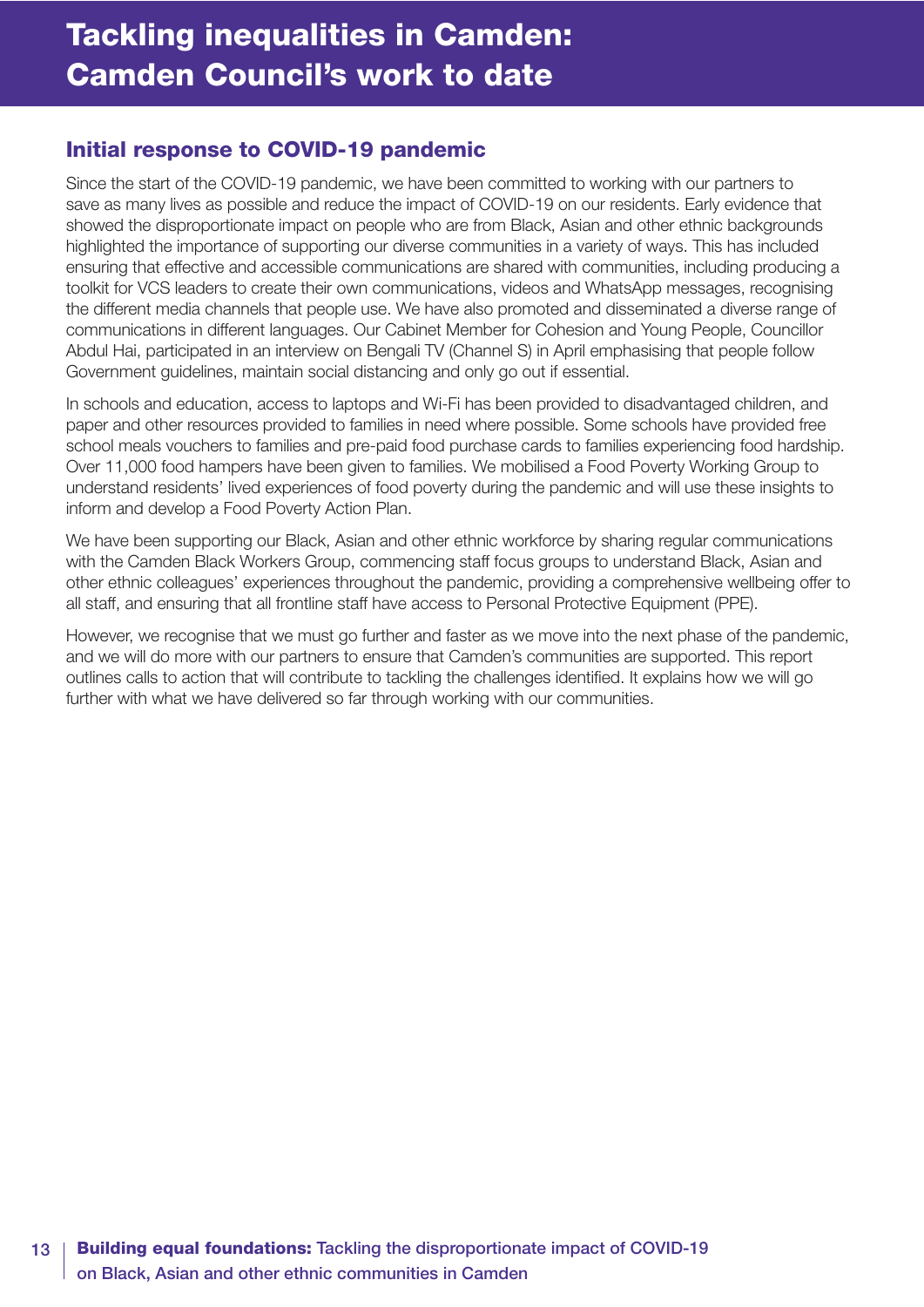# Tackling inequalities in Camden: Camden Council's work to date

## Initial response to COVID-19 pandemic

Since the start of the COVID-19 pandemic, we have been committed to working with our partners to save as many lives as possible and reduce the impact of COVID-19 on our residents. Early evidence that showed the disproportionate impact on people who are from Black, Asian and other ethnic backgrounds highlighted the importance of supporting our diverse communities in a variety of ways. This has included ensuring that effective and accessible communications are shared with communities, including producing a toolkit for VCS leaders to create their own communications, videos and WhatsApp messages, recognising the different media channels that people use. We have also promoted and disseminated a diverse range of communications in different languages. Our Cabinet Member for Cohesion and Young People, Councillor Abdul Hai, participated in an interview on Bengali TV (Channel S) in April emphasising that people follow Government guidelines, maintain social distancing and only go out if essential.

In schools and education, access to laptops and Wi-Fi has been provided to disadvantaged children, and paper and other resources provided to families in need where possible. Some schools have provided free school meals vouchers to families and pre-paid food purchase cards to families experiencing food hardship. Over 11,000 food hampers have been given to families. We mobilised a Food Poverty Working Group to understand residents' lived experiences of food poverty during the pandemic and will use these insights to inform and develop a Food Poverty Action Plan.

We have been supporting our Black, Asian and other ethnic workforce by sharing regular communications with the Camden Black Workers Group, commencing staff focus groups to understand Black, Asian and other ethnic colleagues' experiences throughout the pandemic, providing a comprehensive wellbeing offer to all staff, and ensuring that all frontline staff have access to Personal Protective Equipment (PPE).

However, we recognise that we must go further and faster as we move into the next phase of the pandemic, and we will do more with our partners to ensure that Camden's communities are supported. This report outlines calls to action that will contribute to tackling the challenges identified. It explains how we will go further with what we have delivered so far through working with our communities.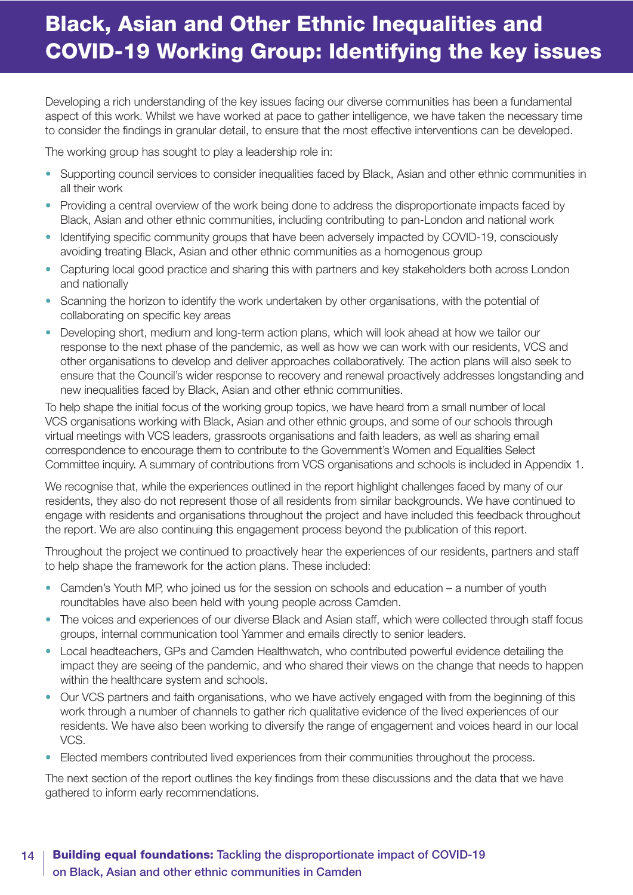# Black, Asian and Other Ethnic Inequalities and COVID-19 Working Group: Identifying the key issues

Developing a rich understanding of the key issues facing our diverse communities has been a fundamental aspect of this work. Whilst we have worked at pace to gather intelligence, we have taken the necessary time to consider the findings in granular detail, to ensure that the most effective interventions can be developed.

The working group has sought to play a leadership role in:

- Supporting council services to consider inequalities faced by Black, Asian and other ethnic communities in all their work
- Providing a central overview of the work being done to address the disproportionate impacts faced by Black, Asian and other ethnic communities, including contributing to pan-London and national work
- Identifying specific community groups that have been adversely impacted by COVID-19, consciously avoiding treating Black, Asian and other ethnic communities as a homogenous group
- Capturing local good practice and sharing this with partners and key stakeholders both across London and nationally
- Scanning the horizon to identify the work undertaken by other organisations, with the potential of collaborating on specific key areas
- Developing short, medium and long-term action plans, which will look ahead at how we tailor our response to the next phase of the pandemic, as well as how we can work with our residents, VCS and other organisations to develop and deliver approaches collaboratively. The action plans will also seek to ensure that the Council's wider response to recovery and renewal proactively addresses longstanding and new inequalities faced by Black, Asian and other ethnic communities.

To help shape the initial focus of the working group topics, we have heard from a small number of local VCS organisations working with Black, Asian and other ethnic groups, and some of our schools through virtual meetings with VCS leaders, grassroots organisations and faith leaders, as well as sharing email correspondence to encourage them to contribute to the Government's Women and Equalities Select Committee inquiry. A summary of contributions from VCS organisations and schools is included in Appendix 1.

We recognise that, while the experiences outlined in the report highlight challenges faced by many of our residents, they also do not represent those of all residents from similar backgrounds. We have continued to engage with residents and organisations throughout the project and have included this feedback throughout the report. We are also continuing this engagement process beyond the publication of this report.

Throughout the project we continued to proactively hear the experiences of our residents, partners and staff to help shape the framework for the action plans. These included:

- Camden's Youth MP, who joined us for the session on schools and education – a number of youth roundtables have also been held with young people across Camden.
- The voices and experiences of our diverse Black and Asian staff, which were collected through staff focus groups, internal communication tool Yammer and emails directly to senior leaders.
- Local headteachers, GPs and Camden Healthwatch, who contributed powerful evidence detailing the impact they are seeing of the pandemic, and who shared their views on the change that needs to happen within the healthcare system and schools.
- Our VCS partners and faith organisations, who we have actively engaged with from the beginning of this work through a number of channels to gather rich qualitative evidence of the lived experiences of our residents. We have also been working to diversify the range of engagement and voices heard in our local VCS.
- Elected members contributed lived experiences from their communities throughout the process.

The next section of the report outlines the key findings from these discussions and the data that we have gathered to inform early recommendations.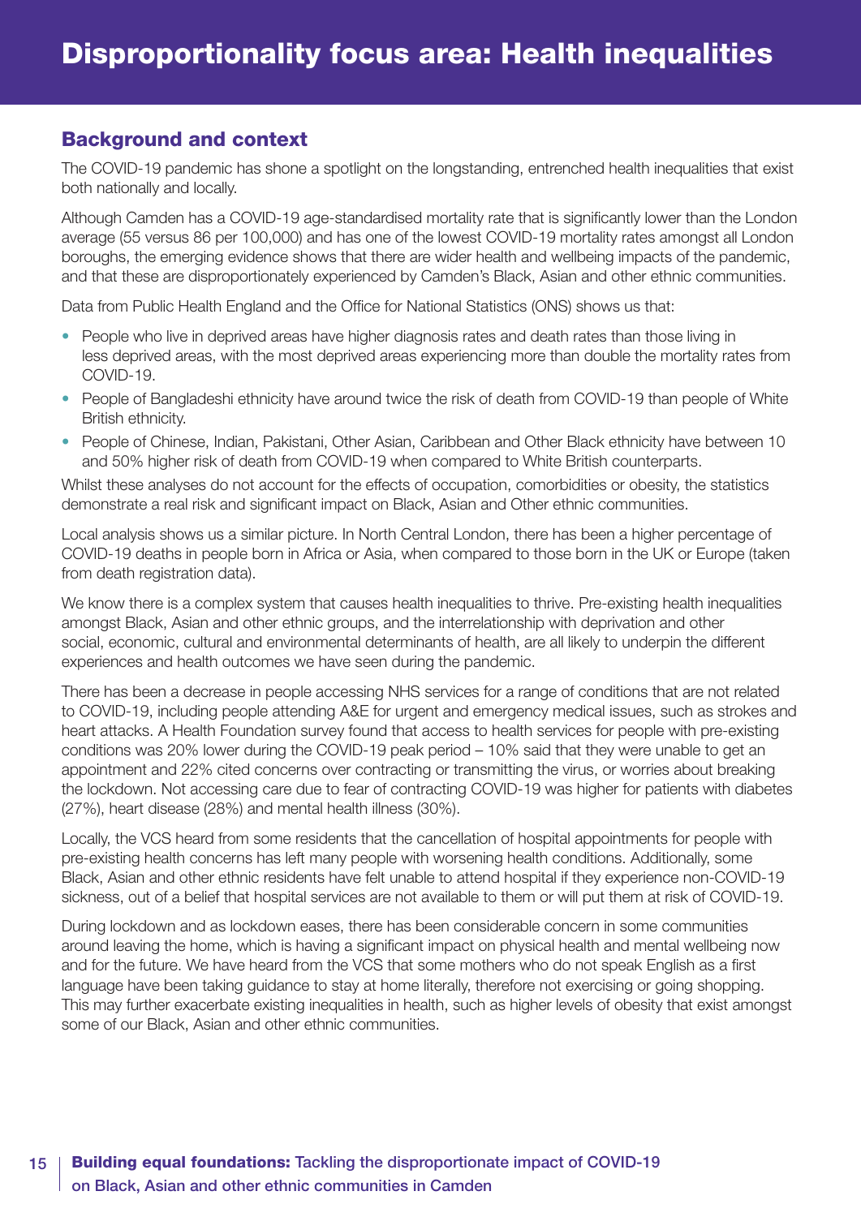# Disproportionality focus area: Health inequalities

## Background and context

The COVID-19 pandemic has shone a spotlight on the longstanding, entrenched health inequalities that exist both nationally and locally.

Although Camden has a COVID-19 age-standardised mortality rate that is significantly lower than the London average (55 versus 86 per 100,000) and has one of the lowest COVID-19 mortality rates amongst all London boroughs, the emerging evidence shows that there are wider health and wellbeing impacts of the pandemic, and that these are disproportionately experienced by Camden's Black, Asian and other ethnic communities.

Data from Public Health England and the Office for National Statistics (ONS) shows us that:

- People who live in deprived areas have higher diagnosis rates and death rates than those living in less deprived areas, with the most deprived areas experiencing more than double the mortality rates from COVID-19.
- People of Bangladeshi ethnicity have around twice the risk of death from COVID-19 than people of White British ethnicity.
- People of Chinese, Indian, Pakistani, Other Asian, Caribbean and Other Black ethnicity have between 10 and 50% higher risk of death from COVID-19 when compared to White British counterparts.

Whilst these analyses do not account for the effects of occupation, comorbidities or obesity, the statistics demonstrate a real risk and significant impact on Black, Asian and Other ethnic communities.

Local analysis shows us a similar picture. In North Central London, there has been a higher percentage of COVID-19 deaths in people born in Africa or Asia, when compared to those born in the UK or Europe (taken from death registration data).

We know there is a complex system that causes health inequalities to thrive. Pre-existing health inequalities amongst Black, Asian and other ethnic groups, and the interrelationship with deprivation and other social, economic, cultural and environmental determinants of health, are all likely to underpin the different experiences and health outcomes we have seen during the pandemic.

There has been a decrease in people accessing NHS services for a range of conditions that are not related to COVID-19, including people attending A&E for urgent and emergency medical issues, such as strokes and heart attacks. A Health Foundation survey found that access to health services for people with pre-existing conditions was 20% lower during the COVID-19 peak period – 10% said that they were unable to get an appointment and 22% cited concerns over contracting or transmitting the virus, or worries about breaking the lockdown. Not accessing care due to fear of contracting COVID-19 was higher for patients with diabetes (27%), heart disease (28%) and mental health illness (30%).

Locally, the VCS heard from some residents that the cancellation of hospital appointments for people with pre-existing health concerns has left many people with worsening health conditions. Additionally, some Black, Asian and other ethnic residents have felt unable to attend hospital if they experience non-COVID-19 sickness, out of a belief that hospital services are not available to them or will put them at risk of COVID-19.

During lockdown and as lockdown eases, there has been considerable concern in some communities around leaving the home, which is having a significant impact on physical health and mental wellbeing now and for the future. We have heard from the VCS that some mothers who do not speak English as a first language have been taking guidance to stay at home literally, therefore not exercising or going shopping. This may further exacerbate existing inequalities in health, such as higher levels of obesity that exist amongst some of our Black, Asian and other ethnic communities.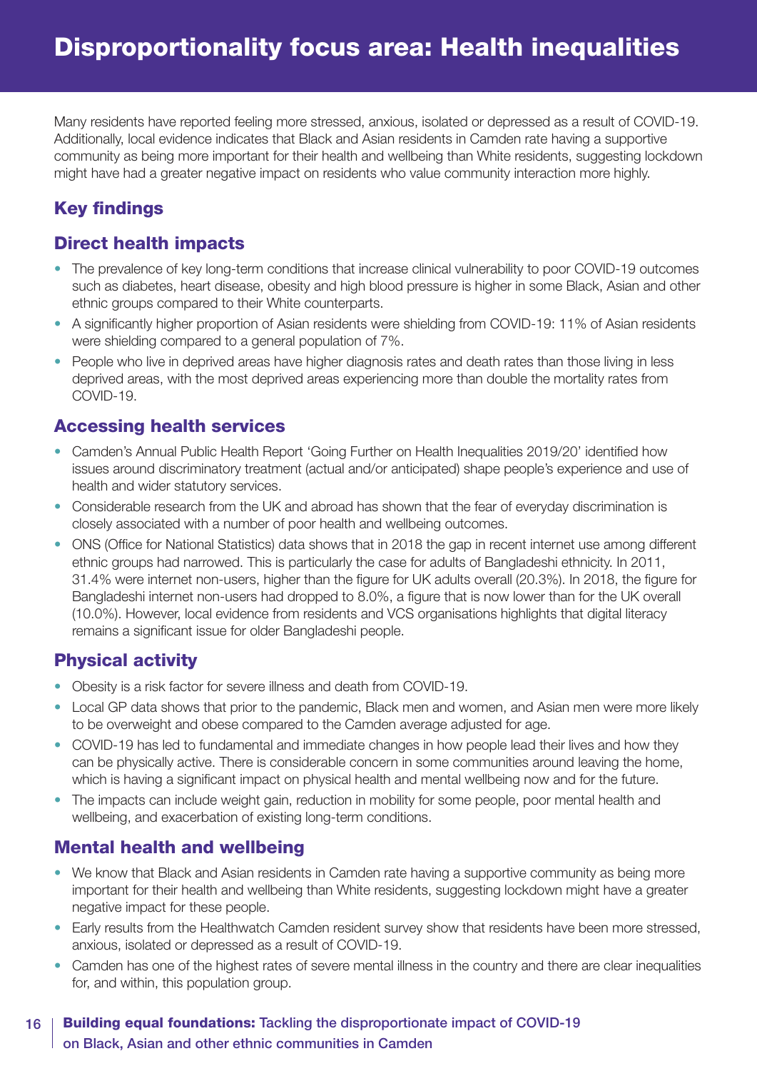# Disproportionality focus area: Health inequalities

Many residents have reported feeling more stressed, anxious, isolated or depressed as a result of COVID-19. Additionally, local evidence indicates that Black and Asian residents in Camden rate having a supportive community as being more important for their health and wellbeing than White residents, suggesting lockdown might have had a greater negative impact on residents who value community interaction more highly.

## Key findings

### Direct health impacts

- The prevalence of key long-term conditions that increase clinical vulnerability to poor COVID-19 outcomes such as diabetes, heart disease, obesity and high blood pressure is higher in some Black, Asian and other ethnic groups compared to their White counterparts.
- A significantly higher proportion of Asian residents were shielding from COVID-19: 11% of Asian residents were shielding compared to a general population of 7%.
- People who live in deprived areas have higher diagnosis rates and death rates than those living in less deprived areas, with the most deprived areas experiencing more than double the mortality rates from COVID-19.

### Accessing health services

- Camden's Annual Public Health Report 'Going Further on Health Inequalities 2019/20' identified how issues around discriminatory treatment (actual and/or anticipated) shape people's experience and use of health and wider statutory services.
- Considerable research from the UK and abroad has shown that the fear of everyday discrimination is closely associated with a number of poor health and wellbeing outcomes.
- ONS (Office for National Statistics) data shows that in 2018 the gap in recent internet use among different ethnic groups had narrowed. This is particularly the case for adults of Bangladeshi ethnicity. In 2011, 31.4% were internet non-users, higher than the figure for UK adults overall (20.3%). In 2018, the figure for Bangladeshi internet non-users had dropped to 8.0%, a figure that is now lower than for the UK overall (10.0%). However, local evidence from residents and VCS organisations highlights that digital literacy remains a significant issue for older Bangladeshi people.

### Physical activity

- Obesity is a risk factor for severe illness and death from COVID-19.
- Local GP data shows that prior to the pandemic, Black men and women, and Asian men were more likely to be overweight and obese compared to the Camden average adjusted for age.
- COVID-19 has led to fundamental and immediate changes in how people lead their lives and how they can be physically active. There is considerable concern in some communities around leaving the home, which is having a significant impact on physical health and mental wellbeing now and for the future.
- The impacts can include weight gain, reduction in mobility for some people, poor mental health and wellbeing, and exacerbation of existing long-term conditions.

### Mental health and wellbeing

- We know that Black and Asian residents in Camden rate having a supportive community as being more important for their health and wellbeing than White residents, suggesting lockdown might have a greater negative impact for these people.
- Early results from the Healthwatch Camden resident survey show that residents have been more stressed, anxious, isolated or depressed as a result of COVID-19.
- Camden has one of the highest rates of severe mental illness in the country and there are clear inequalities for, and within, this population group.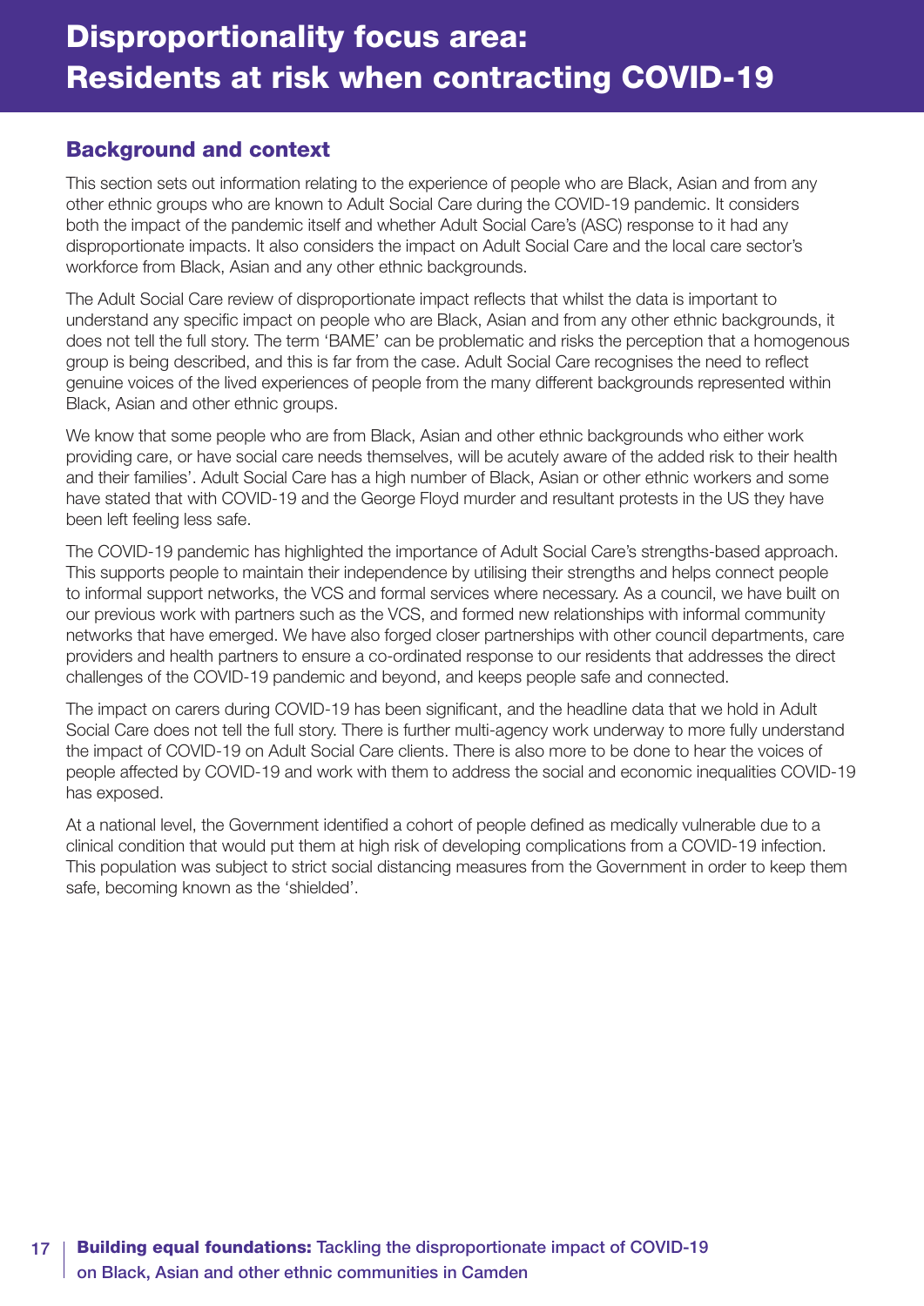# Disproportionality focus area: Residents at risk when contracting COVID-19

## Background and context

This section sets out information relating to the experience of people who are Black, Asian and from any other ethnic groups who are known to Adult Social Care during the COVID-19 pandemic. It considers both the impact of the pandemic itself and whether Adult Social Care's (ASC) response to it had any disproportionate impacts. It also considers the impact on Adult Social Care and the local care sector's workforce from Black, Asian and any other ethnic backgrounds.

The Adult Social Care review of disproportionate impact reflects that whilst the data is important to understand any specific impact on people who are Black, Asian and from any other ethnic backgrounds, it does not tell the full story. The term 'BAME' can be problematic and risks the perception that a homogenous group is being described, and this is far from the case. Adult Social Care recognises the need to reflect genuine voices of the lived experiences of people from the many different backgrounds represented within Black, Asian and other ethnic groups.

We know that some people who are from Black, Asian and other ethnic backgrounds who either work providing care, or have social care needs themselves, will be acutely aware of the added risk to their health and their families'. Adult Social Care has a high number of Black, Asian or other ethnic workers and some have stated that with COVID-19 and the George Floyd murder and resultant protests in the US they have been left feeling less safe.

The COVID-19 pandemic has highlighted the importance of Adult Social Care's strengths-based approach. This supports people to maintain their independence by utilising their strengths and helps connect people to informal support networks, the VCS and formal services where necessary. As a council, we have built on our previous work with partners such as the VCS, and formed new relationships with informal community networks that have emerged. We have also forged closer partnerships with other council departments, care providers and health partners to ensure a co-ordinated response to our residents that addresses the direct challenges of the COVID-19 pandemic and beyond, and keeps people safe and connected.

The impact on carers during COVID-19 has been significant, and the headline data that we hold in Adult Social Care does not tell the full story. There is further multi-agency work underway to more fully understand the impact of COVID-19 on Adult Social Care clients. There is also more to be done to hear the voices of people affected by COVID-19 and work with them to address the social and economic inequalities COVID-19 has exposed.

At a national level, the Government identified a cohort of people defined as medically vulnerable due to a clinical condition that would put them at high risk of developing complications from a COVID-19 infection. This population was subject to strict social distancing measures from the Government in order to keep them safe, becoming known as the 'shielded'.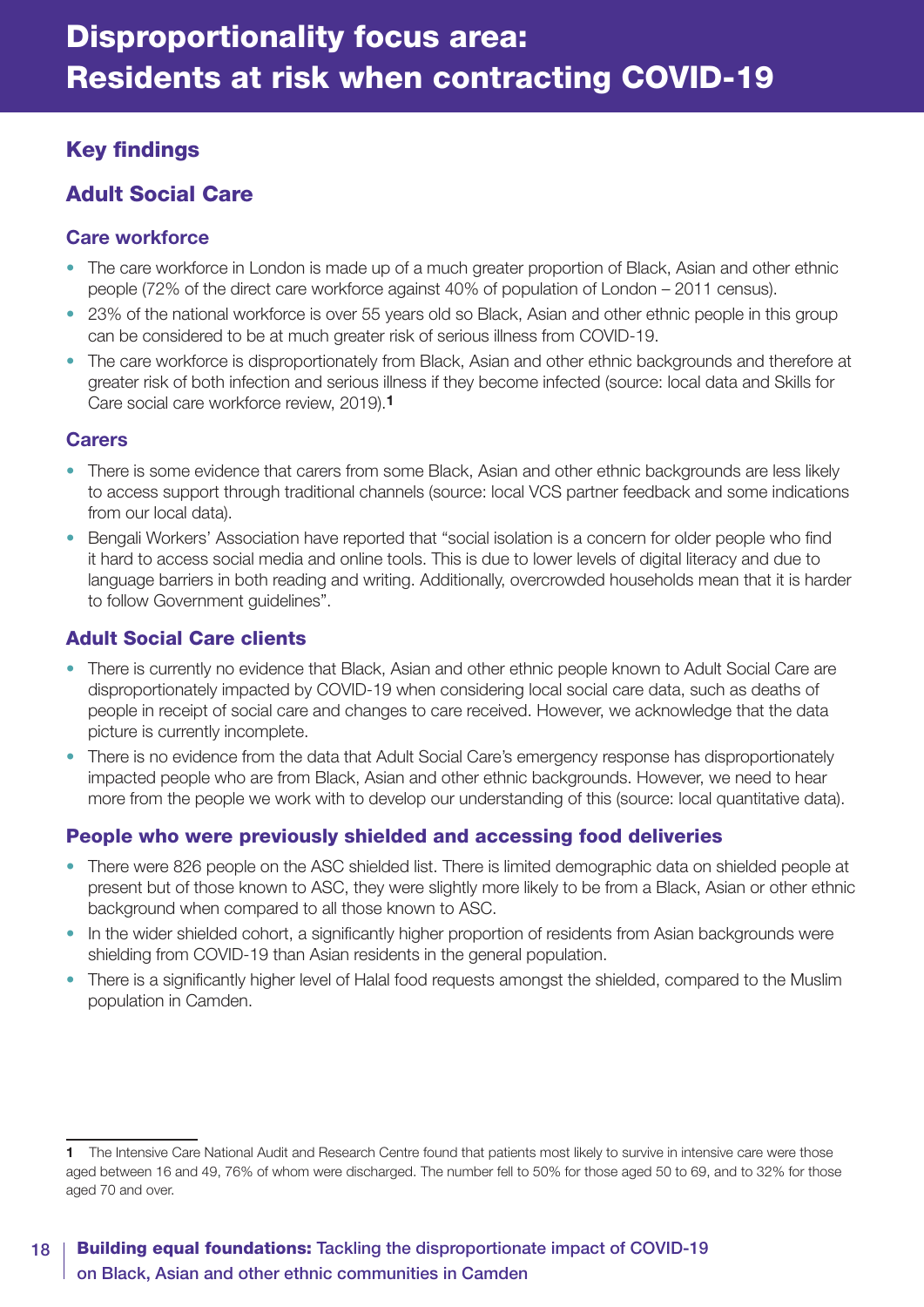# Disproportionality focus area: Residents at risk when contracting COVID-19

## Key findings

## Adult Social Care

### Care workforce

- The care workforce in London is made up of a much greater proportion of Black, Asian and other ethnic people (72% of the direct care workforce against 40% of population of London – 2011 census).
- 23% of the national workforce is over 55 years old so Black, Asian and other ethnic people in this group can be considered to be at much greater risk of serious illness from COVID-19.
- The care workforce is disproportionately from Black, Asian and other ethnic backgrounds and therefore at greater risk of both infection and serious illness if they become infected (source: local data and Skills for Care social care workforce review, 2019).[1]

### Carers

- There is some evidence that carers from some Black, Asian and other ethnic backgrounds are less likely to access support through traditional channels (source: local VCS partner feedback and some indications from our local data).
- Bengali Workers' Association have reported that "social isolation is a concern for older people who find it hard to access social media and online tools. This is due to lower levels of digital literacy and due to language barriers in both reading and writing. Additionally, overcrowded households mean that it is harder to follow Government guidelines".

### Adult Social Care clients

- There is currently no evidence that Black, Asian and other ethnic people known to Adult Social Care are disproportionately impacted by COVID-19 when considering local social care data, such as deaths of people in receipt of social care and changes to care received. However, we acknowledge that the data picture is currently incomplete.
- There is no evidence from the data that Adult Social Care's emergency response has disproportionately impacted people who are from Black, Asian and other ethnic backgrounds. However, we need to hear more from the people we work with to develop our understanding of this (source: local quantitative data).

### People who were previously shielded and accessing food deliveries

- There were 826 people on the ASC shielded list. There is limited demographic data on shielded people at present but of those known to ASC, they were slightly more likely to be from a Black, Asian or other ethnic background when compared to all those known to ASC.
- In the wider shielded cohort, a significantly higher proportion of residents from Asian backgrounds were shielding from COVID-19 than Asian residents in the general population.
- There is a significantly higher level of Halal food requests amongst the shielded, compared to the Muslim population in Camden.

---

[1] The Intensive Care National Audit and Research Centre found that patients most likely to survive in intensive care were those aged between 16 and 49, 76% of whom were discharged. The number fell to 50% for those aged 50 to 69, and to 32% for those aged 70 and over.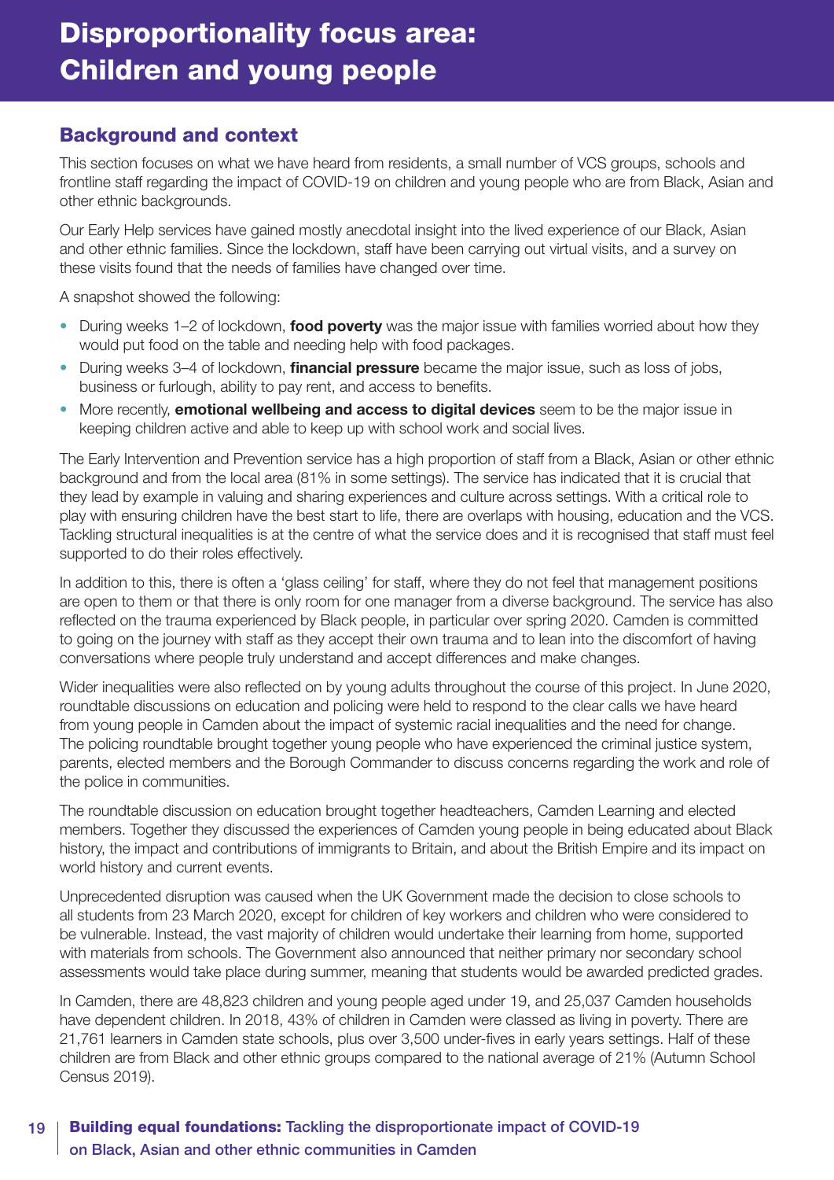# Disproportionality focus area: Children and young people

## Background and context

This section focuses on what we have heard from residents, a small number of VCS groups, schools and frontline staff regarding the impact of COVID-19 on children and young people who are from Black, Asian and other ethnic backgrounds.

Our Early Help services have gained mostly anecdotal insight into the lived experience of our Black, Asian and other ethnic families. Since the lockdown, staff have been carrying out virtual visits, and a survey on these visits found that the needs of families have changed over time.

A snapshot showed the following:

- During weeks 1–2 of lockdown, **food poverty** was the major issue with families worried about how they would put food on the table and needing help with food packages.
- During weeks 3–4 of lockdown, **financial pressure** became the major issue, such as loss of jobs, business or furlough, ability to pay rent, and access to benefits.
- More recently, **emotional wellbeing and access to digital devices** seem to be the major issue in keeping children active and able to keep up with school work and social lives.

The Early Intervention and Prevention service has a high proportion of staff from a Black, Asian or other ethnic background and from the local area (81% in some settings). The service has indicated that it is crucial that they lead by example in valuing and sharing experiences and culture across settings. With a critical role to play with ensuring children have the best start to life, there are overlaps with housing, education and the VCS. Tackling structural inequalities is at the centre of what the service does and it is recognised that staff must feel supported to do their roles effectively.

In addition to this, there is often a 'glass ceiling' for staff, where they do not feel that management positions are open to them or that there is only room for one manager from a diverse background. The service has also reflected on the trauma experienced by Black people, in particular over spring 2020. Camden is committed to going on the journey with staff as they accept their own trauma and to lean into the discomfort of having conversations where people truly understand and accept differences and make changes.

Wider inequalities were also reflected on by young adults throughout the course of this project. In June 2020, roundtable discussions on education and policing were held to respond to the clear calls we have heard from young people in Camden about the impact of systemic racial inequalities and the need for change. The policing roundtable brought together young people who have experienced the criminal justice system, parents, elected members and the Borough Commander to discuss concerns regarding the work and role of the police in communities.

The roundtable discussion on education brought together headteachers, Camden Learning and elected members. Together they discussed the experiences of Camden young people in being educated about Black history, the impact and contributions of immigrants to Britain, and about the British Empire and its impact on world history and current events.

Unprecedented disruption was caused when the UK Government made the decision to close schools to all students from 23 March 2020, except for children of key workers and children who were considered to be vulnerable. Instead, the vast majority of children would undertake their learning from home, supported with materials from schools. The Government also announced that neither primary nor secondary school assessments would take place during summer, meaning that students would be awarded predicted grades.

In Camden, there are 48,823 children and young people aged under 19, and 25,037 Camden households have dependent children. In 2018, 43% of children in Camden were classed as living in poverty. There are 21,761 learners in Camden state schools, plus over 3,500 under-fives in early years settings. Half of these children are from Black and other ethnic groups compared to the national average of 21% (Autumn School Census 2019).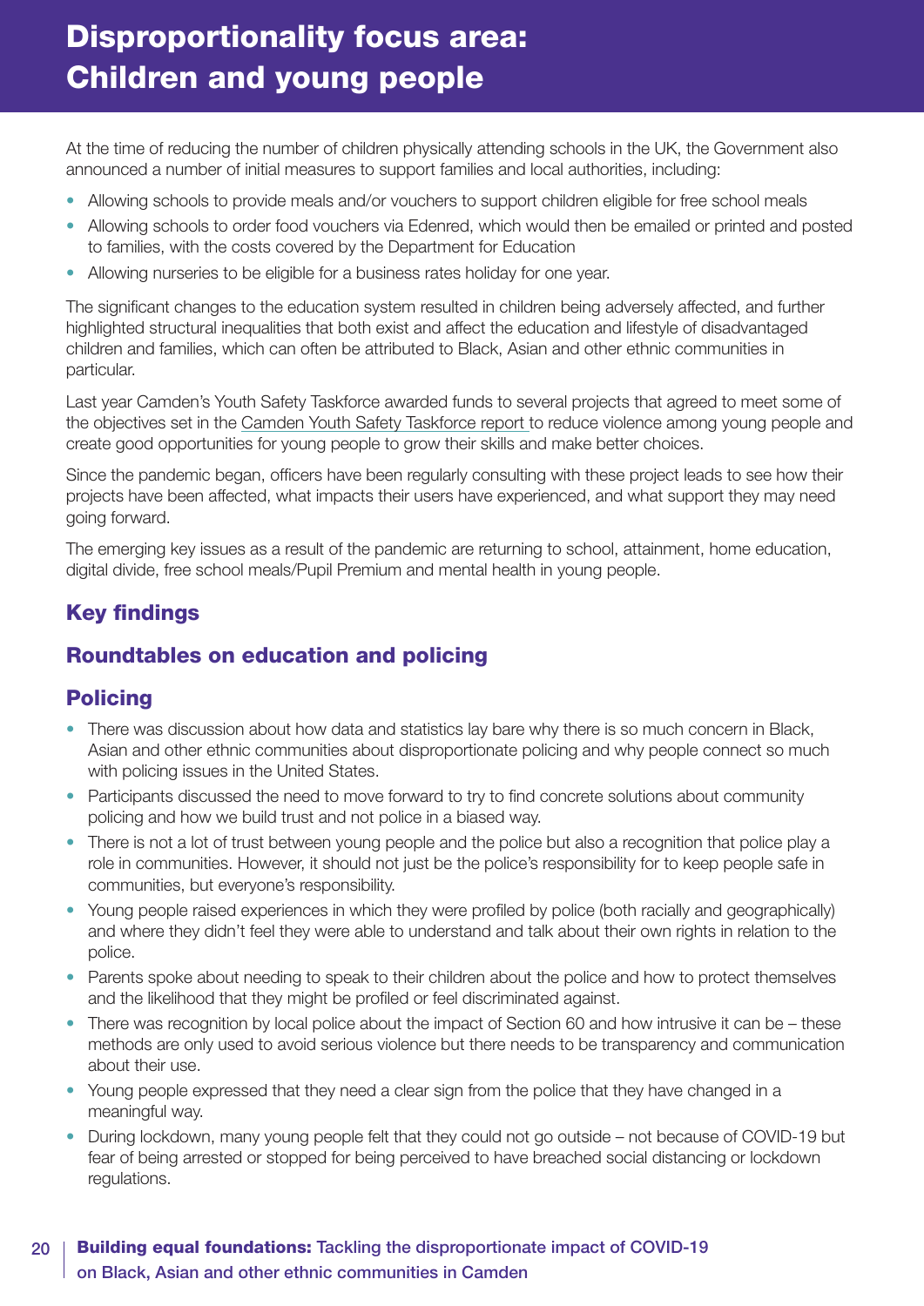# Disproportionality focus area: Children and young people

At the time of reducing the number of children physically attending schools in the UK, the Government also announced a number of initial measures to support families and local authorities, including:

- Allowing schools to provide meals and/or vouchers to support children eligible for free school meals
- Allowing schools to order food vouchers via Edenred, which would then be emailed or printed and posted to families, with the costs covered by the Department for Education
- Allowing nurseries to be eligible for a business rates holiday for one year.

The significant changes to the education system resulted in children being adversely affected, and further highlighted structural inequalities that both exist and affect the education and lifestyle of disadvantaged children and families, which can often be attributed to Black, Asian and other ethnic communities in particular.

Last year Camden's Youth Safety Taskforce awarded funds to several projects that agreed to meet some of the objectives set in the Camden Youth Safety Taskforce report to reduce violence among young people and create good opportunities for young people to grow their skills and make better choices.

Since the pandemic began, officers have been regularly consulting with these project leads to see how their projects have been affected, what impacts their users have experienced, and what support they may need going forward.

The emerging key issues as a result of the pandemic are returning to school, attainment, home education, digital divide, free school meals/Pupil Premium and mental health in young people.

## Key findings

## Roundtables on education and policing

### Policing

- There was discussion about how data and statistics lay bare why there is so much concern in Black, Asian and other ethnic communities about disproportionate policing and why people connect so much with policing issues in the United States.
- Participants discussed the need to move forward to try to find concrete solutions about community policing and how we build trust and not police in a biased way.
- There is not a lot of trust between young people and the police but also a recognition that police play a role in communities. However, it should not just be the police's responsibility for to keep people safe in communities, but everyone's responsibility.
- Young people raised experiences in which they were profiled by police (both racially and geographically) and where they didn't feel they were able to understand and talk about their own rights in relation to the police.
- Parents spoke about needing to speak to their children about the police and how to protect themselves and the likelihood that they might be profiled or feel discriminated against.
- There was recognition by local police about the impact of Section 60 and how intrusive it can be – these methods are only used to avoid serious violence but there needs to be transparency and communication about their use.
- Young people expressed that they need a clear sign from the police that they have changed in a meaningful way.
- During lockdown, many young people felt that they could not go outside – not because of COVID-19 but fear of being arrested or stopped for being perceived to have breached social distancing or lockdown regulations.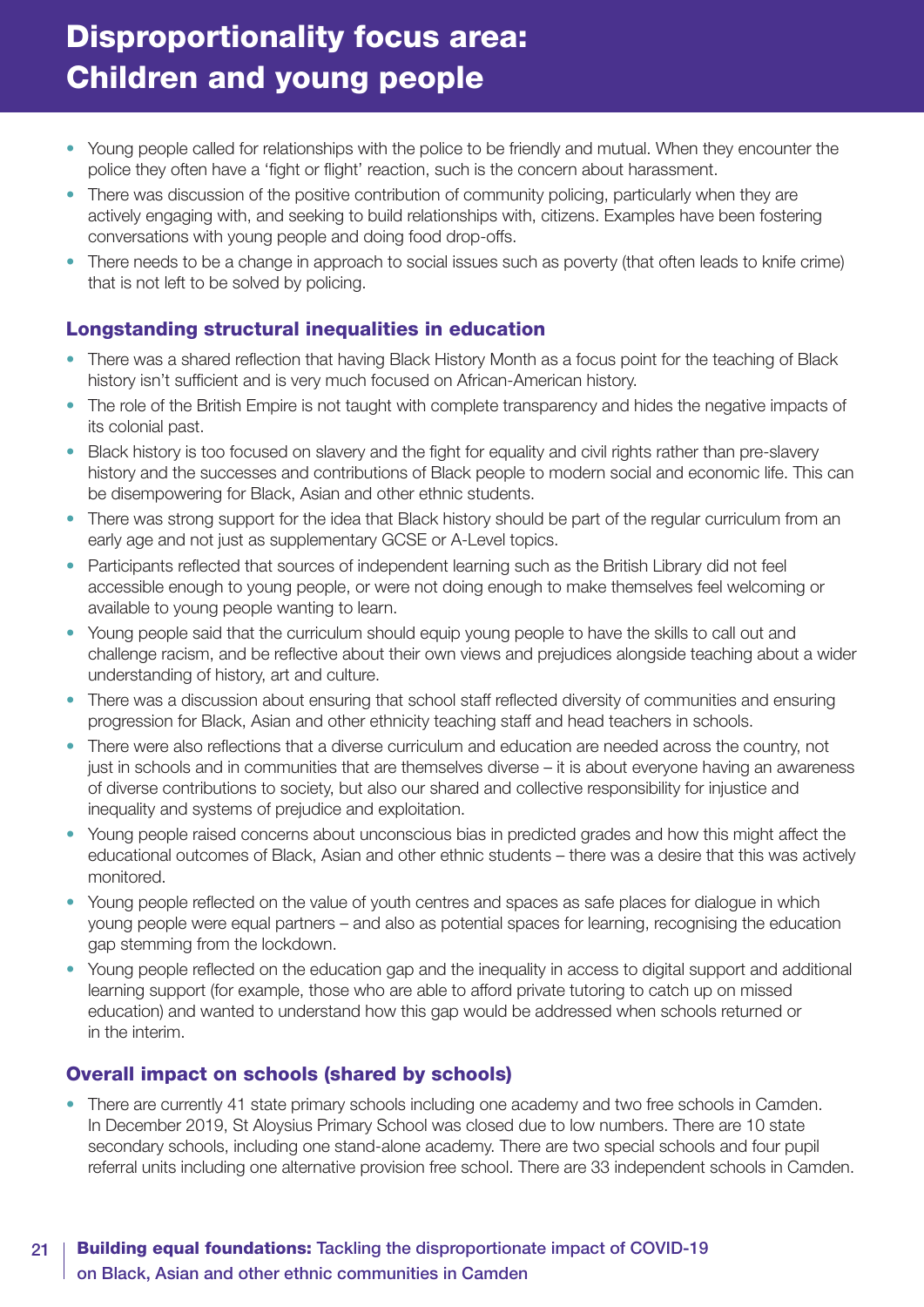# Disproportionality focus area: Children and young people

- Young people called for relationships with the police to be friendly and mutual. When they encounter the police they often have a 'fight or flight' reaction, such is the concern about harassment.
- There was discussion of the positive contribution of community policing, particularly when they are actively engaging with, and seeking to build relationships with, citizens. Examples have been fostering conversations with young people and doing food drop-offs.
- There needs to be a change in approach to social issues such as poverty (that often leads to knife crime) that is not left to be solved by policing.

## Longstanding structural inequalities in education

- There was a shared reflection that having Black History Month as a focus point for the teaching of Black history isn't sufficient and is very much focused on African-American history.
- The role of the British Empire is not taught with complete transparency and hides the negative impacts of its colonial past.
- Black history is too focused on slavery and the fight for equality and civil rights rather than pre-slavery history and the successes and contributions of Black people to modern social and economic life. This can be disempowering for Black, Asian and other ethnic students.
- There was strong support for the idea that Black history should be part of the regular curriculum from an early age and not just as supplementary GCSE or A-Level topics.
- Participants reflected that sources of independent learning such as the British Library did not feel accessible enough to young people, or were not doing enough to make themselves feel welcoming or available to young people wanting to learn.
- Young people said that the curriculum should equip young people to have the skills to call out and challenge racism, and be reflective about their own views and prejudices alongside teaching about a wider understanding of history, art and culture.
- There was a discussion about ensuring that school staff reflected diversity of communities and ensuring progression for Black, Asian and other ethnicity teaching staff and head teachers in schools.
- There were also reflections that a diverse curriculum and education are needed across the country, not just in schools and in communities that are themselves diverse – it is about everyone having an awareness of diverse contributions to society, but also our shared and collective responsibility for injustice and inequality and systems of prejudice and exploitation.
- Young people raised concerns about unconscious bias in predicted grades and how this might affect the educational outcomes of Black, Asian and other ethnic students – there was a desire that this was actively monitored.
- Young people reflected on the value of youth centres and spaces as safe places for dialogue in which young people were equal partners – and also as potential spaces for learning, recognising the education gap stemming from the lockdown.
- Young people reflected on the education gap and the inequality in access to digital support and additional learning support (for example, those who are able to afford private tutoring to catch up on missed education) and wanted to understand how this gap would be addressed when schools returned or in the interim.

## Overall impact on schools (shared by schools)

- There are currently 41 state primary schools including one academy and two free schools in Camden. In December 2019, St Aloysius Primary School was closed due to low numbers. There are 10 state secondary schools, including one stand-alone academy. There are two special schools and four pupil referral units including one alternative provision free school. There are 33 independent schools in Camden.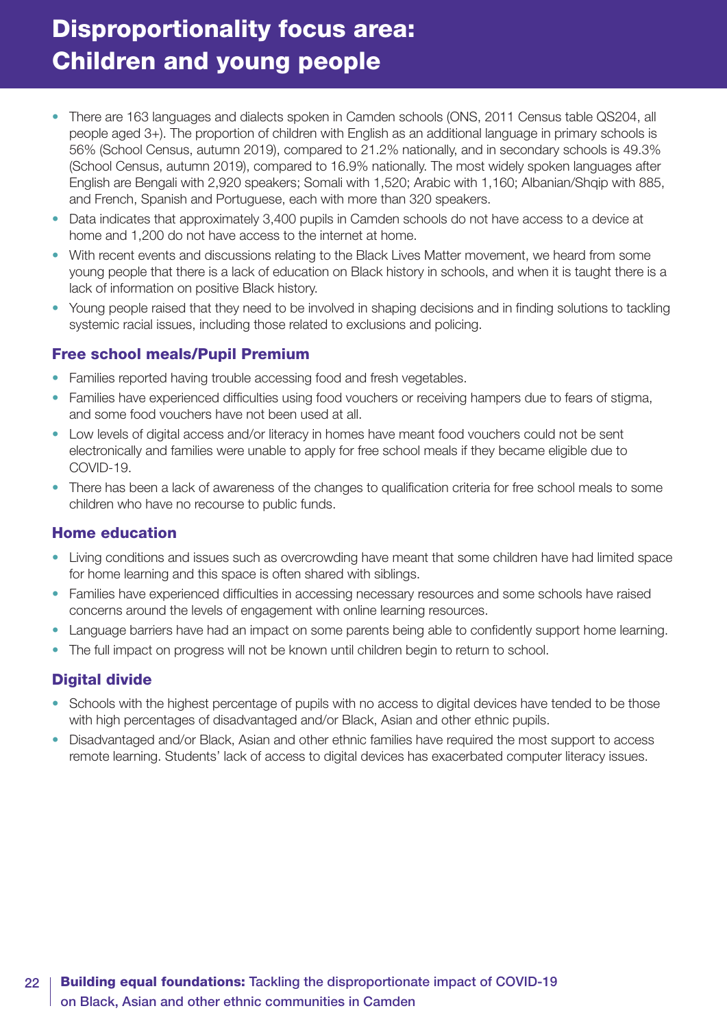# Disproportionality focus area: Children and young people

- There are 163 languages and dialects spoken in Camden schools (ONS, 2011 Census table QS204, all people aged 3+). The proportion of children with English as an additional language in primary schools is 56% (School Census, autumn 2019), compared to 21.2% nationally, and in secondary schools is 49.3% (School Census, autumn 2019), compared to 16.9% nationally. The most widely spoken languages after English are Bengali with 2,920 speakers; Somali with 1,520; Arabic with 1,160; Albanian/Shqip with 885, and French, Spanish and Portuguese, each with more than 320 speakers.
- Data indicates that approximately 3,400 pupils in Camden schools do not have access to a device at home and 1,200 do not have access to the internet at home.
- With recent events and discussions relating to the Black Lives Matter movement, we heard from some young people that there is a lack of education on Black history in schools, and when it is taught there is a lack of information on positive Black history.
- Young people raised that they need to be involved in shaping decisions and in finding solutions to tackling systemic racial issues, including those related to exclusions and policing.

## Free school meals/Pupil Premium

- Families reported having trouble accessing food and fresh vegetables.
- Families have experienced difficulties using food vouchers or receiving hampers due to fears of stigma, and some food vouchers have not been used at all.
- Low levels of digital access and/or literacy in homes have meant food vouchers could not be sent electronically and families were unable to apply for free school meals if they became eligible due to COVID-19.
- There has been a lack of awareness of the changes to qualification criteria for free school meals to some children who have no recourse to public funds.

## Home education

- Living conditions and issues such as overcrowding have meant that some children have had limited space for home learning and this space is often shared with siblings.
- Families have experienced difficulties in accessing necessary resources and some schools have raised concerns around the levels of engagement with online learning resources.
- Language barriers have had an impact on some parents being able to confidently support home learning.
- The full impact on progress will not be known until children begin to return to school.

## Digital divide

- Schools with the highest percentage of pupils with no access to digital devices have tended to be those with high percentages of disadvantaged and/or Black, Asian and other ethnic pupils.
- Disadvantaged and/or Black, Asian and other ethnic families have required the most support to access remote learning. Students' lack of access to digital devices has exacerbated computer literacy issues.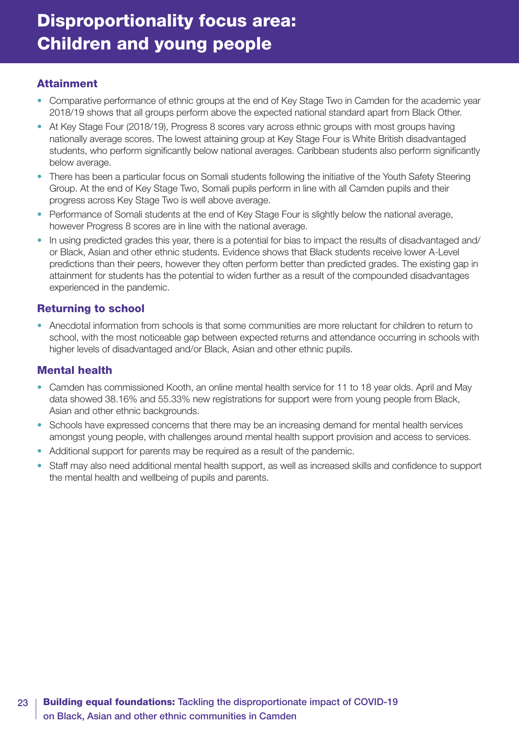# Disproportionality focus area: Children and young people

## Attainment

- Comparative performance of ethnic groups at the end of Key Stage Two in Camden for the academic year 2018/19 shows that all groups perform above the expected national standard apart from Black Other.
- At Key Stage Four (2018/19), Progress 8 scores vary across ethnic groups with most groups having nationally average scores. The lowest attaining group at Key Stage Four is White British disadvantaged students, who perform significantly below national averages. Caribbean students also perform significantly below average.
- There has been a particular focus on Somali students following the initiative of the Youth Safety Steering Group. At the end of Key Stage Two, Somali pupils perform in line with all Camden pupils and their progress across Key Stage Two is well above average.
- Performance of Somali students at the end of Key Stage Four is slightly below the national average, however Progress 8 scores are in line with the national average.
- In using predicted grades this year, there is a potential for bias to impact the results of disadvantaged and/or Black, Asian and other ethnic students. Evidence shows that Black students receive lower A-Level predictions than their peers, however they often perform better than predicted grades. The existing gap in attainment for students has the potential to widen further as a result of the compounded disadvantages experienced in the pandemic.

## Returning to school

- Anecdotal information from schools is that some communities are more reluctant for children to return to school, with the most noticeable gap between expected returns and attendance occurring in schools with higher levels of disadvantaged and/or Black, Asian and other ethnic pupils.

## Mental health

- Camden has commissioned Kooth, an online mental health service for 11 to 18 year olds. April and May data showed 38.16% and 55.33% new registrations for support were from young people from Black, Asian and other ethnic backgrounds.
- Schools have expressed concerns that there may be an increasing demand for mental health services amongst young people, with challenges around mental health support provision and access to services.
- Additional support for parents may be required as a result of the pandemic.
- Staff may also need additional mental health support, as well as increased skills and confidence to support the mental health and wellbeing of pupils and parents.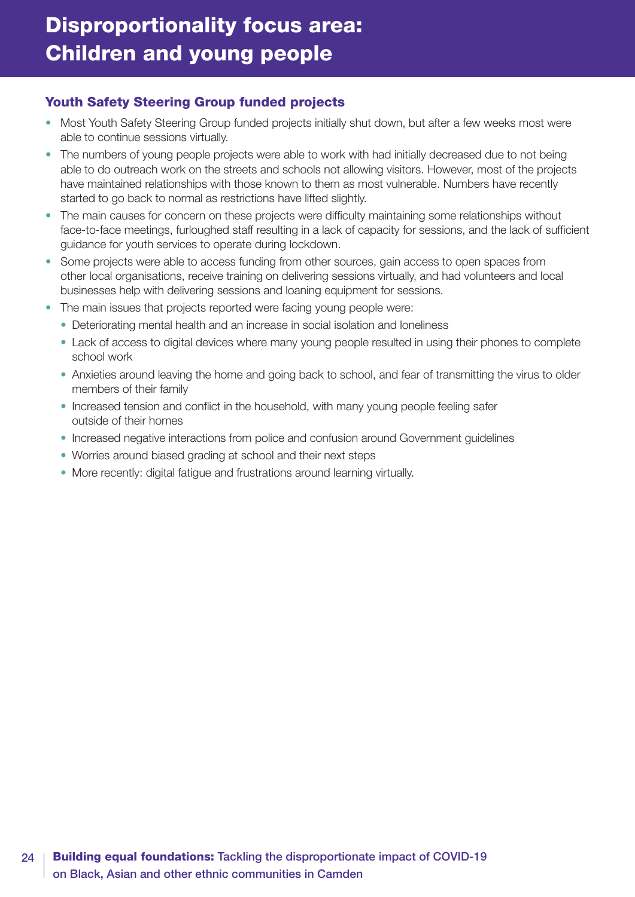# Disproportionality focus area: Children and young people

### Youth Safety Steering Group funded projects

- Most Youth Safety Steering Group funded projects initially shut down, but after a few weeks most were able to continue sessions virtually.
- The numbers of young people projects were able to work with had initially decreased due to not being able to do outreach work on the streets and schools not allowing visitors. However, most of the projects have maintained relationships with those known to them as most vulnerable. Numbers have recently started to go back to normal as restrictions have lifted slightly.
- The main causes for concern on these projects were difficulty maintaining some relationships without face-to-face meetings, furloughed staff resulting in a lack of capacity for sessions, and the lack of sufficient guidance for youth services to operate during lockdown.
- Some projects were able to access funding from other sources, gain access to open spaces from other local organisations, receive training on delivering sessions virtually, and had volunteers and local businesses help with delivering sessions and loaning equipment for sessions.
- The main issues that projects reported were facing young people were:
  - Deteriorating mental health and an increase in social isolation and loneliness
  - Lack of access to digital devices where many young people resulted in using their phones to complete school work
  - Anxieties around leaving the home and going back to school, and fear of transmitting the virus to older members of their family
  - Increased tension and conflict in the household, with many young people feeling safer outside of their homes
  - Increased negative interactions from police and confusion around Government guidelines
  - Worries around biased grading at school and their next steps
  - More recently: digital fatigue and frustrations around learning virtually.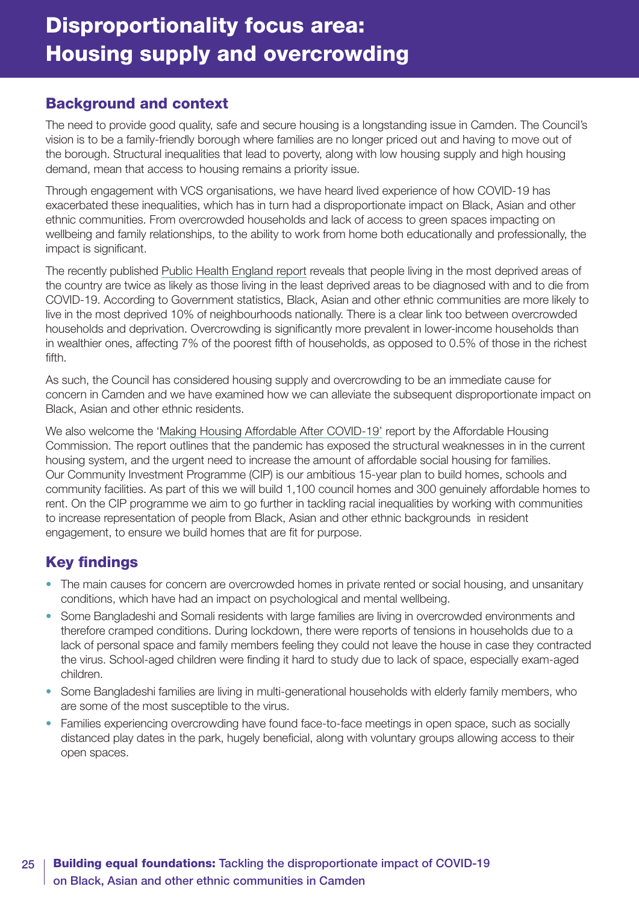# Disproportionality focus area: Housing supply and overcrowding

## Background and context

The need to provide good quality, safe and secure housing is a longstanding issue in Camden. The Council's vision is to be a family-friendly borough where families are no longer priced out and having to move out of the borough. Structural inequalities that lead to poverty, along with low housing supply and high housing demand, mean that access to housing remains a priority issue.

Through engagement with VCS organisations, we have heard lived experience of how COVID-19 has exacerbated these inequalities, which has in turn had a disproportionate impact on Black, Asian and other ethnic communities. From overcrowded households and lack of access to green spaces impacting on wellbeing and family relationships, to the ability to work from home both educationally and professionally, the impact is significant.

The recently published Public Health England report reveals that people living in the most deprived areas of the country are twice as likely as those living in the least deprived areas to be diagnosed with and to die from COVID-19. According to Government statistics, Black, Asian and other ethnic communities are more likely to live in the most deprived 10% of neighbourhoods nationally. There is a clear link too between overcrowded households and deprivation. Overcrowding is significantly more prevalent in lower-income households than in wealthier ones, affecting 7% of the poorest fifth of households, as opposed to 0.5% of those in the richest fifth.

As such, the Council has considered housing supply and overcrowding to be an immediate cause for concern in Camden and we have examined how we can alleviate the subsequent disproportionate impact on Black, Asian and other ethnic residents.

We also welcome the 'Making Housing Affordable After COVID-19' report by the Affordable Housing Commission. The report outlines that the pandemic has exposed the structural weaknesses in in the current housing system, and the urgent need to increase the amount of affordable social housing for families. Our Community Investment Programme (CIP) is our ambitious 15-year plan to build homes, schools and community facilities. As part of this we will build 1,100 council homes and 300 genuinely affordable homes to rent. On the CIP programme we aim to go further in tackling racial inequalities by working with communities to increase representation of people from Black, Asian and other ethnic backgrounds in resident engagement, to ensure we build homes that are fit for purpose.

## Key findings

- The main causes for concern are overcrowded homes in private rented or social housing, and unsanitary conditions, which have had an impact on psychological and mental wellbeing.
- Some Bangladeshi and Somali residents with large families are living in overcrowded environments and therefore cramped conditions. During lockdown, there were reports of tensions in households due to a lack of personal space and family members feeling they could not leave the house in case they contracted the virus. School-aged children were finding it hard to study due to lack of space, especially exam-aged children.
- Some Bangladeshi families are living in multi-generational households with elderly family members, who are some of the most susceptible to the virus.
- Families experiencing overcrowding have found face-to-face meetings in open space, such as socially distanced play dates in the park, hugely beneficial, along with voluntary groups allowing access to their open spaces.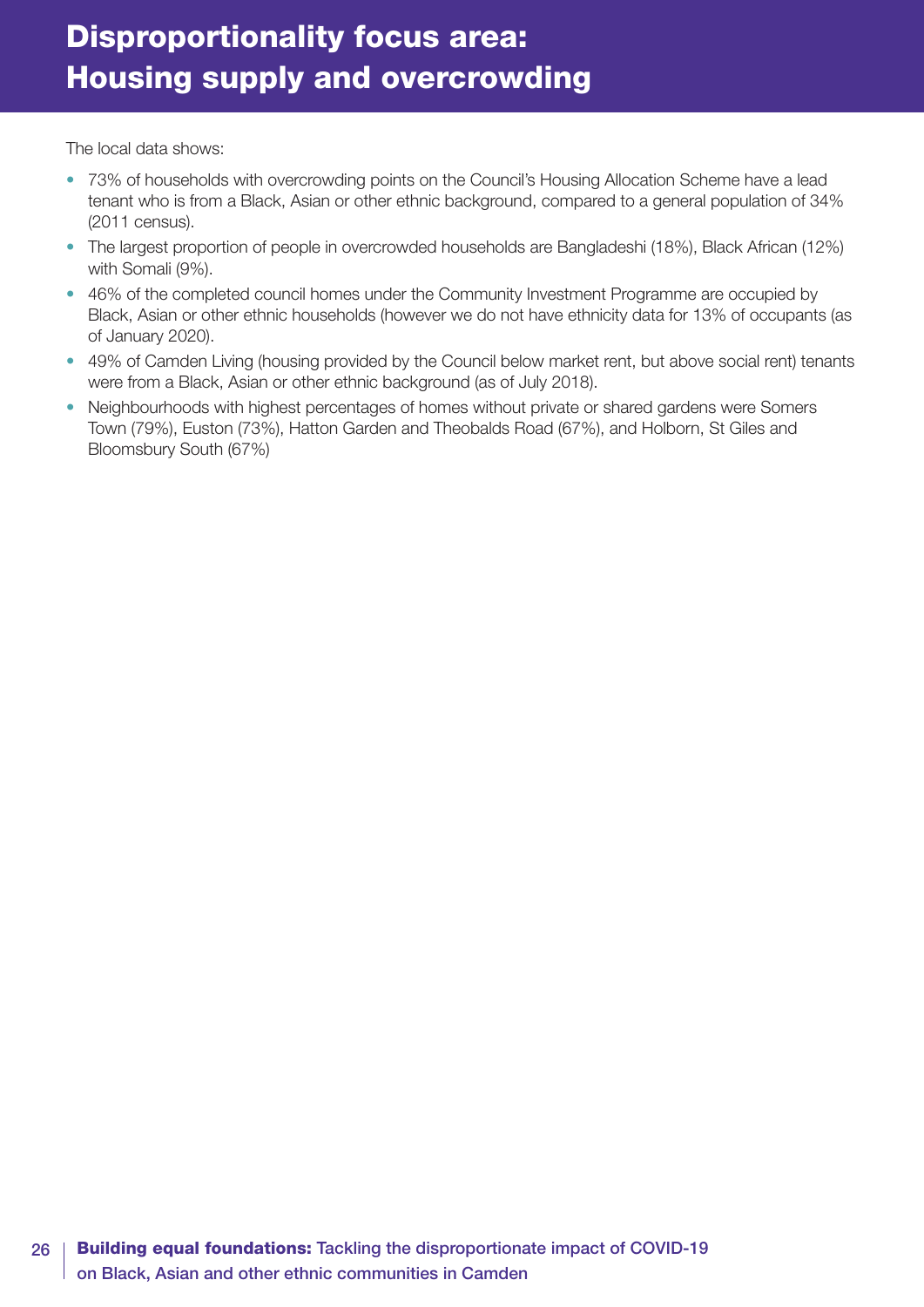# Disproportionality focus area: Housing supply and overcrowding

The local data shows:

- 73% of households with overcrowding points on the Council's Housing Allocation Scheme have a lead tenant who is from a Black, Asian or other ethnic background, compared to a general population of 34% (2011 census).
- The largest proportion of people in overcrowded households are Bangladeshi (18%), Black African (12%) with Somali (9%).
- 46% of the completed council homes under the Community Investment Programme are occupied by Black, Asian or other ethnic households (however we do not have ethnicity data for 13% of occupants (as of January 2020).
- 49% of Camden Living (housing provided by the Council below market rent, but above social rent) tenants were from a Black, Asian or other ethnic background (as of July 2018).
- Neighbourhoods with highest percentages of homes without private or shared gardens were Somers Town (79%), Euston (73%), Hatton Garden and Theobalds Road (67%), and Holborn, St Giles and Bloomsbury South (67%)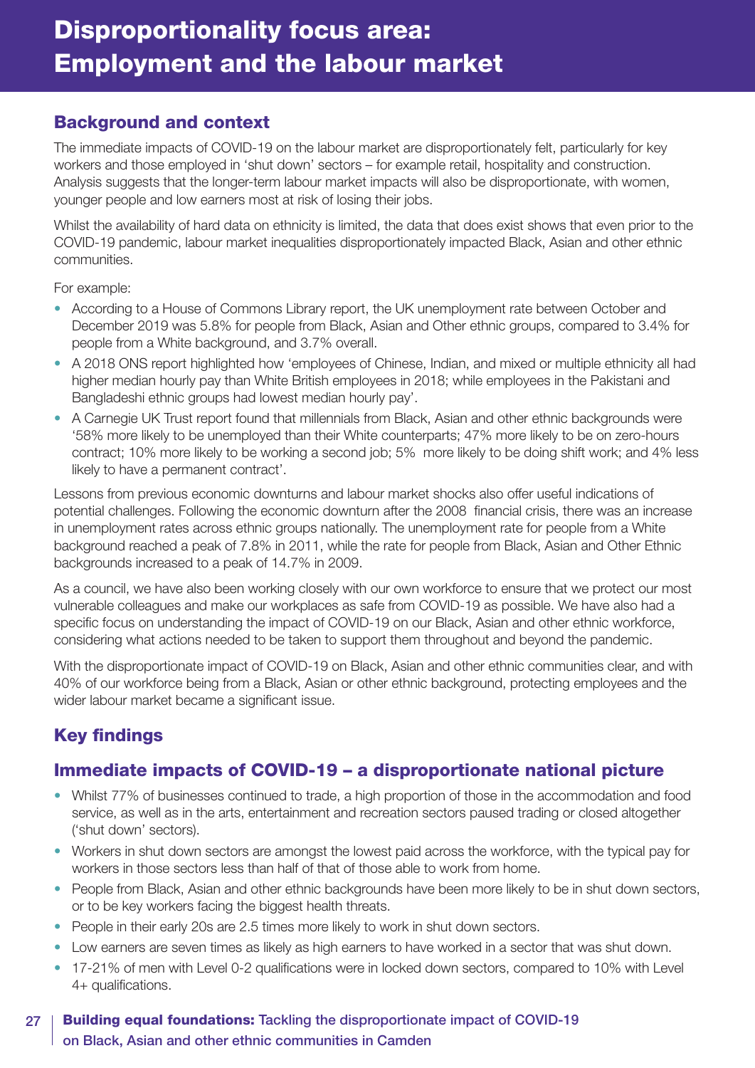# Disproportionality focus area: Employment and the labour market

## Background and context

The immediate impacts of COVID-19 on the labour market are disproportionately felt, particularly for key workers and those employed in 'shut down' sectors – for example retail, hospitality and construction. Analysis suggests that the longer-term labour market impacts will also be disproportionate, with women, younger people and low earners most at risk of losing their jobs.

Whilst the availability of hard data on ethnicity is limited, the data that does exist shows that even prior to the COVID-19 pandemic, labour market inequalities disproportionately impacted Black, Asian and other ethnic communities.

For example:

- According to a House of Commons Library report, the UK unemployment rate between October and December 2019 was 5.8% for people from Black, Asian and Other ethnic groups, compared to 3.4% for people from a White background, and 3.7% overall.
- A 2018 ONS report highlighted how 'employees of Chinese, Indian, and mixed or multiple ethnicity all had higher median hourly pay than White British employees in 2018; while employees in the Pakistani and Bangladeshi ethnic groups had lowest median hourly pay'.
- A Carnegie UK Trust report found that millennials from Black, Asian and other ethnic backgrounds were '58% more likely to be unemployed than their White counterparts; 47% more likely to be on zero-hours contract; 10% more likely to be working a second job; 5% more likely to be doing shift work; and 4% less likely to have a permanent contract'.

Lessons from previous economic downturns and labour market shocks also offer useful indications of potential challenges. Following the economic downturn after the 2008 financial crisis, there was an increase in unemployment rates across ethnic groups nationally. The unemployment rate for people from a White background reached a peak of 7.8% in 2011, while the rate for people from Black, Asian and Other Ethnic backgrounds increased to a peak of 14.7% in 2009.

As a council, we have also been working closely with our own workforce to ensure that we protect our most vulnerable colleagues and make our workplaces as safe from COVID-19 as possible. We have also had a specific focus on understanding the impact of COVID-19 on our Black, Asian and other ethnic workforce, considering what actions needed to be taken to support them throughout and beyond the pandemic.

With the disproportionate impact of COVID-19 on Black, Asian and other ethnic communities clear, and with 40% of our workforce being from a Black, Asian or other ethnic background, protecting employees and the wider labour market became a significant issue.

## Key findings

### Immediate impacts of COVID-19 – a disproportionate national picture

- Whilst 77% of businesses continued to trade, a high proportion of those in the accommodation and food service, as well as in the arts, entertainment and recreation sectors paused trading or closed altogether ('shut down' sectors).
- Workers in shut down sectors are amongst the lowest paid across the workforce, with the typical pay for workers in those sectors less than half of that of those able to work from home.
- People from Black, Asian and other ethnic backgrounds have been more likely to be in shut down sectors, or to be key workers facing the biggest health threats.
- People in their early 20s are 2.5 times more likely to work in shut down sectors.
- Low earners are seven times as likely as high earners to have worked in a sector that was shut down.
- 17-21% of men with Level 0-2 qualifications were in locked down sectors, compared to 10% with Level 4+ qualifications.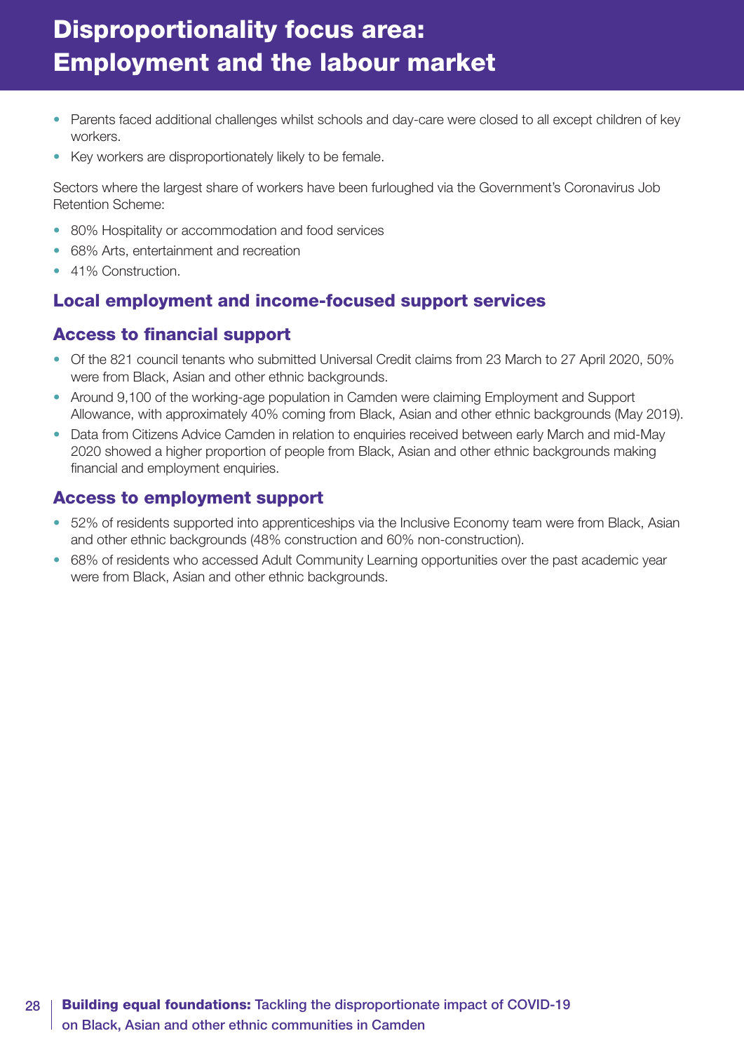# Disproportionality focus area: Employment and the labour market

- Parents faced additional challenges whilst schools and day-care were closed to all except children of key workers.
- Key workers are disproportionately likely to be female.

Sectors where the largest share of workers have been furloughed via the Government's Coronavirus Job Retention Scheme:

- 80% Hospitality or accommodation and food services
- 68% Arts, entertainment and recreation
- 41% Construction.

## Local employment and income-focused support services

### Access to financial support

- Of the 821 council tenants who submitted Universal Credit claims from 23 March to 27 April 2020, 50% were from Black, Asian and other ethnic backgrounds.
- Around 9,100 of the working-age population in Camden were claiming Employment and Support Allowance, with approximately 40% coming from Black, Asian and other ethnic backgrounds (May 2019).
- Data from Citizens Advice Camden in relation to enquiries received between early March and mid-May 2020 showed a higher proportion of people from Black, Asian and other ethnic backgrounds making financial and employment enquiries.

### Access to employment support

- 52% of residents supported into apprenticeships via the Inclusive Economy team were from Black, Asian and other ethnic backgrounds (48% construction and 60% non-construction).
- 68% of residents who accessed Adult Community Learning opportunities over the past academic year were from Black, Asian and other ethnic backgrounds.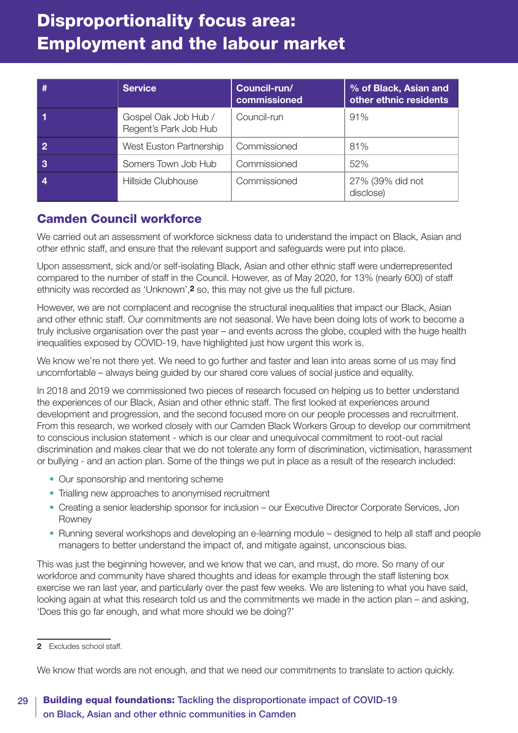# Disproportionality focus area: Employment and the labour market

| # | Service | Council-run/ commissioned | % of Black, Asian and other ethnic residents |
|---|---|---|---|
| 1 | Gospel Oak Job Hub / Regent's Park Job Hub | Council-run | 91% |
| 2 | West Euston Partnership | Commissioned | 81% |
| 3 | Somers Town Job Hub | Commissioned | 52% |
| 4 | Hillside Clubhouse | Commissioned | 27% (39% did not disclose) |

## Camden Council workforce

We carried out an assessment of workforce sickness data to understand the impact on Black, Asian and other ethnic staff, and ensure that the relevant support and safeguards were put into place.

Upon assessment, sick and/or self-isolating Black, Asian and other ethnic staff were underrepresented compared to the number of staff in the Council. However, as of May 2020, for 13% (nearly 600) of staff ethnicity was recorded as 'Unknown',[2] so, this may not give us the full picture.

However, we are not complacent and recognise the structural inequalities that impact our Black, Asian and other ethnic staff. Our commitments are not seasonal. We have been doing lots of work to become a truly inclusive organisation over the past year – and events across the globe, coupled with the huge health inequalities exposed by COVID-19, have highlighted just how urgent this work is.

We know we're not there yet. We need to go further and faster and lean into areas some of us may find uncomfortable – always being guided by our shared core values of social justice and equality.

In 2018 and 2019 we commissioned two pieces of research focused on helping us to better understand the experiences of our Black, Asian and other ethnic staff. The first looked at experiences around development and progression, and the second focused more on our people processes and recruitment. From this research, we worked closely with our Camden Black Workers Group to develop our commitment to conscious inclusion statement - which is our clear and unequivocal commitment to root-out racial discrimination and makes clear that we do not tolerate any form of discrimination, victimisation, harassment or bullying - and an action plan. Some of the things we put in place as a result of the research included:

- Our sponsorship and mentoring scheme
- Trialling new approaches to anonymised recruitment
- Creating a senior leadership sponsor for inclusion – our Executive Director Corporate Services, Jon Rowney
- Running several workshops and developing an e-learning module – designed to help all staff and people managers to better understand the impact of, and mitigate against, unconscious bias.

This was just the beginning however, and we know that we can, and must, do more. So many of our workforce and community have shared thoughts and ideas for example through the staff listening box exercise we ran last year, and particularly over the past few weeks. We are listening to what you have said, looking again at what this research told us and the commitments we made in the action plan – and asking, 'Does this go far enough, and what more should we be doing?'

[2] Excludes school staff.

We know that words are not enough, and that we need our commitments to translate to action quickly.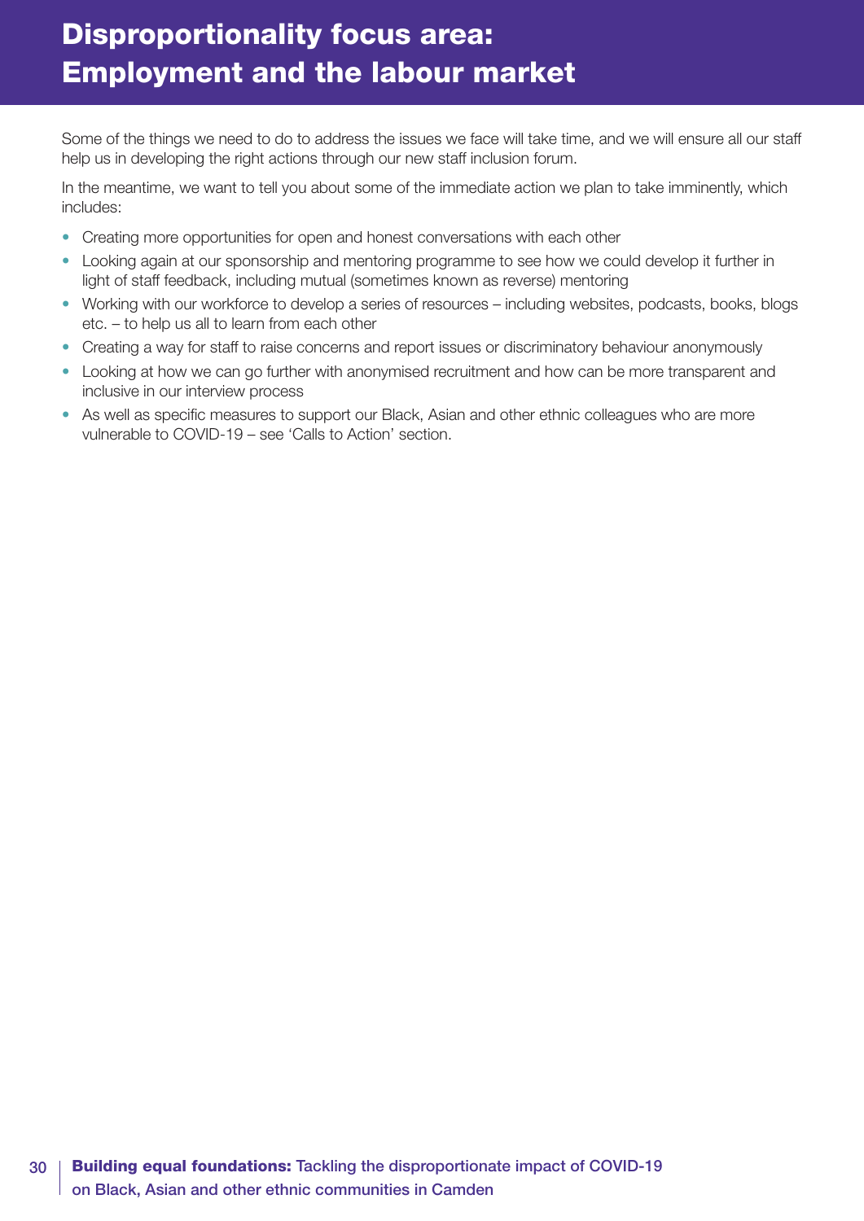# Disproportionality focus area: Employment and the labour market

Some of the things we need to do to address the issues we face will take time, and we will ensure all our staff help us in developing the right actions through our new staff inclusion forum.

In the meantime, we want to tell you about some of the immediate action we plan to take imminently, which includes:

- Creating more opportunities for open and honest conversations with each other
- Looking again at our sponsorship and mentoring programme to see how we could develop it further in light of staff feedback, including mutual (sometimes known as reverse) mentoring
- Working with our workforce to develop a series of resources – including websites, podcasts, books, blogs etc. – to help us all to learn from each other
- Creating a way for staff to raise concerns and report issues or discriminatory behaviour anonymously
- Looking at how we can go further with anonymised recruitment and how can be more transparent and inclusive in our interview process
- As well as specific measures to support our Black, Asian and other ethnic colleagues who are more vulnerable to COVID-19 – see 'Calls to Action' section.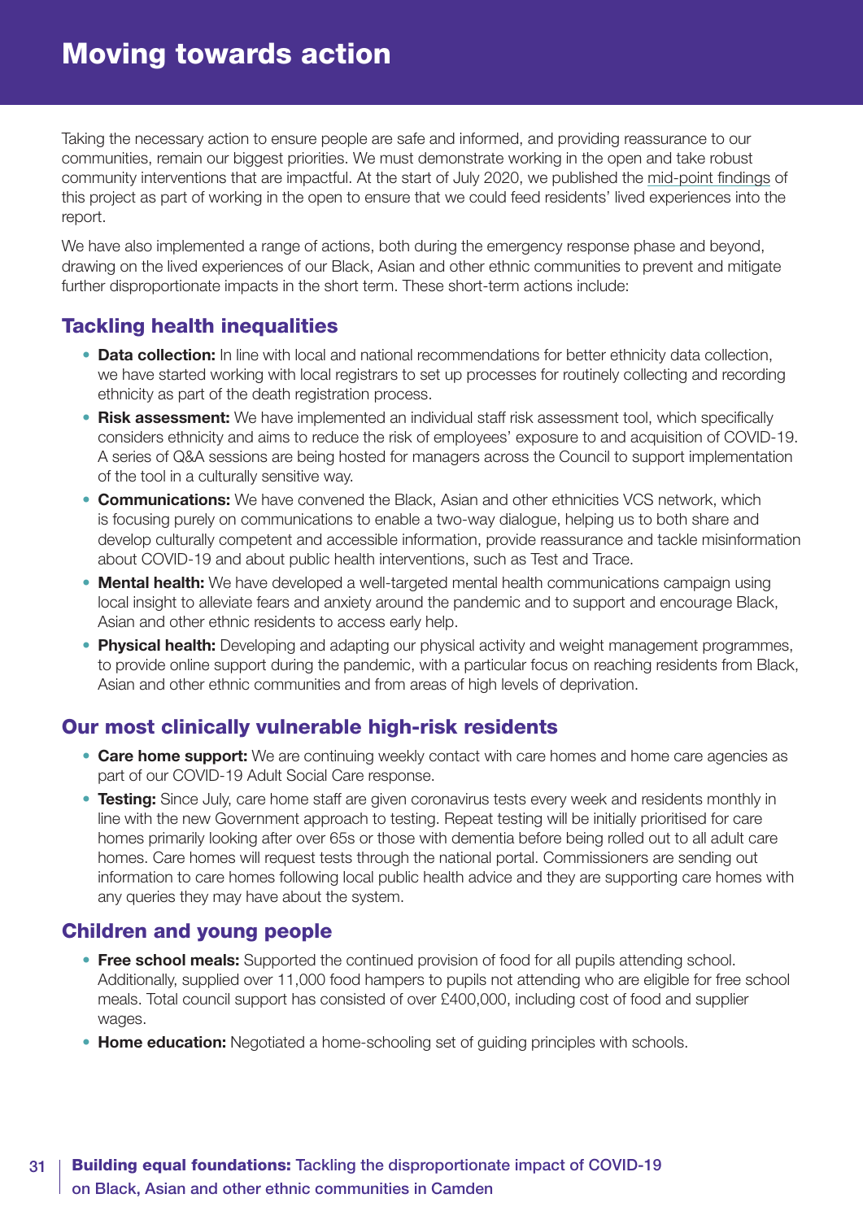# Moving towards action

Taking the necessary action to ensure people are safe and informed, and providing reassurance to our communities, remain our biggest priorities. We must demonstrate working in the open and take robust community interventions that are impactful. At the start of July 2020, we published the mid-point findings of this project as part of working in the open to ensure that we could feed residents' lived experiences into the report.

We have also implemented a range of actions, both during the emergency response phase and beyond, drawing on the lived experiences of our Black, Asian and other ethnic communities to prevent and mitigate further disproportionate impacts in the short term. These short-term actions include:

## Tackling health inequalities

- **Data collection:** In line with local and national recommendations for better ethnicity data collection, we have started working with local registrars to set up processes for routinely collecting and recording ethnicity as part of the death registration process.
- **Risk assessment:** We have implemented an individual staff risk assessment tool, which specifically considers ethnicity and aims to reduce the risk of employees' exposure to and acquisition of COVID-19. A series of Q&A sessions are being hosted for managers across the Council to support implementation of the tool in a culturally sensitive way.
- **Communications:** We have convened the Black, Asian and other ethnicities VCS network, which is focusing purely on communications to enable a two-way dialogue, helping us to both share and develop culturally competent and accessible information, provide reassurance and tackle misinformation about COVID-19 and about public health interventions, such as Test and Trace.
- **Mental health:** We have developed a well-targeted mental health communications campaign using local insight to alleviate fears and anxiety around the pandemic and to support and encourage Black, Asian and other ethnic residents to access early help.
- **Physical health:** Developing and adapting our physical activity and weight management programmes, to provide online support during the pandemic, with a particular focus on reaching residents from Black, Asian and other ethnic communities and from areas of high levels of deprivation.

## Our most clinically vulnerable high-risk residents

- **Care home support:** We are continuing weekly contact with care homes and home care agencies as part of our COVID-19 Adult Social Care response.
- **Testing:** Since July, care home staff are given coronavirus tests every week and residents monthly in line with the new Government approach to testing. Repeat testing will be initially prioritised for care homes primarily looking after over 65s or those with dementia before being rolled out to all adult care homes. Care homes will request tests through the national portal. Commissioners are sending out information to care homes following local public health advice and they are supporting care homes with any queries they may have about the system.

## Children and young people

- **Free school meals:** Supported the continued provision of food for all pupils attending school. Additionally, supplied over 11,000 food hampers to pupils not attending who are eligible for free school meals. Total council support has consisted of over £400,000, including cost of food and supplier wages.
- **Home education:** Negotiated a home-schooling set of guiding principles with schools.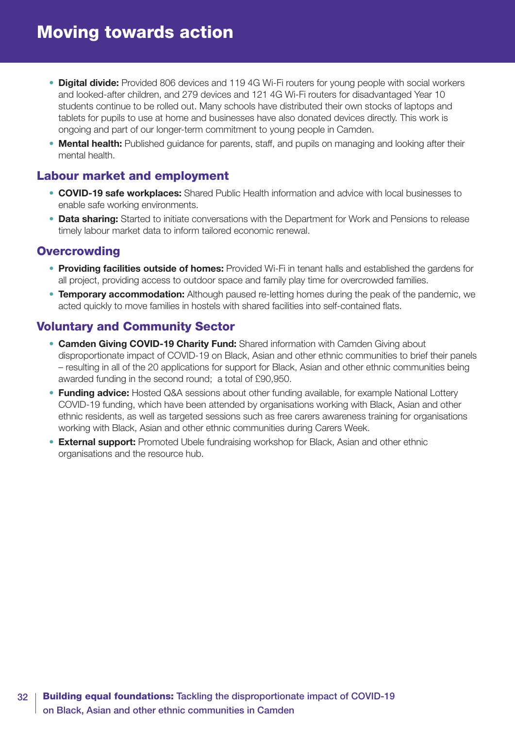# Moving towards action

- **Digital divide:** Provided 806 devices and 119 4G Wi-Fi routers for young people with social workers and looked-after children, and 279 devices and 121 4G Wi-Fi routers for disadvantaged Year 10 students continue to be rolled out. Many schools have distributed their own stocks of laptops and tablets for pupils to use at home and businesses have also donated devices directly. This work is ongoing and part of our longer-term commitment to young people in Camden.
- **Mental health:** Published guidance for parents, staff, and pupils on managing and looking after their mental health.

## Labour market and employment

- **COVID-19 safe workplaces:** Shared Public Health information and advice with local businesses to enable safe working environments.
- **Data sharing:** Started to initiate conversations with the Department for Work and Pensions to release timely labour market data to inform tailored economic renewal.

## Overcrowding

- **Providing facilities outside of homes:** Provided Wi-Fi in tenant halls and established the gardens for all project, providing access to outdoor space and family play time for overcrowded families.
- **Temporary accommodation:** Although paused re-letting homes during the peak of the pandemic, we acted quickly to move families in hostels with shared facilities into self-contained flats.

## Voluntary and Community Sector

- **Camden Giving COVID-19 Charity Fund:** Shared information with Camden Giving about disproportionate impact of COVID-19 on Black, Asian and other ethnic communities to brief their panels – resulting in all of the 20 applications for support for Black, Asian and other ethnic communities being awarded funding in the second round; a total of £90,950.
- **Funding advice:** Hosted Q&A sessions about other funding available, for example National Lottery COVID-19 funding, which have been attended by organisations working with Black, Asian and other ethnic residents, as well as targeted sessions such as free carers awareness training for organisations working with Black, Asian and other ethnic communities during Carers Week.
- **External support:** Promoted Ubele fundraising workshop for Black, Asian and other ethnic organisations and the resource hub.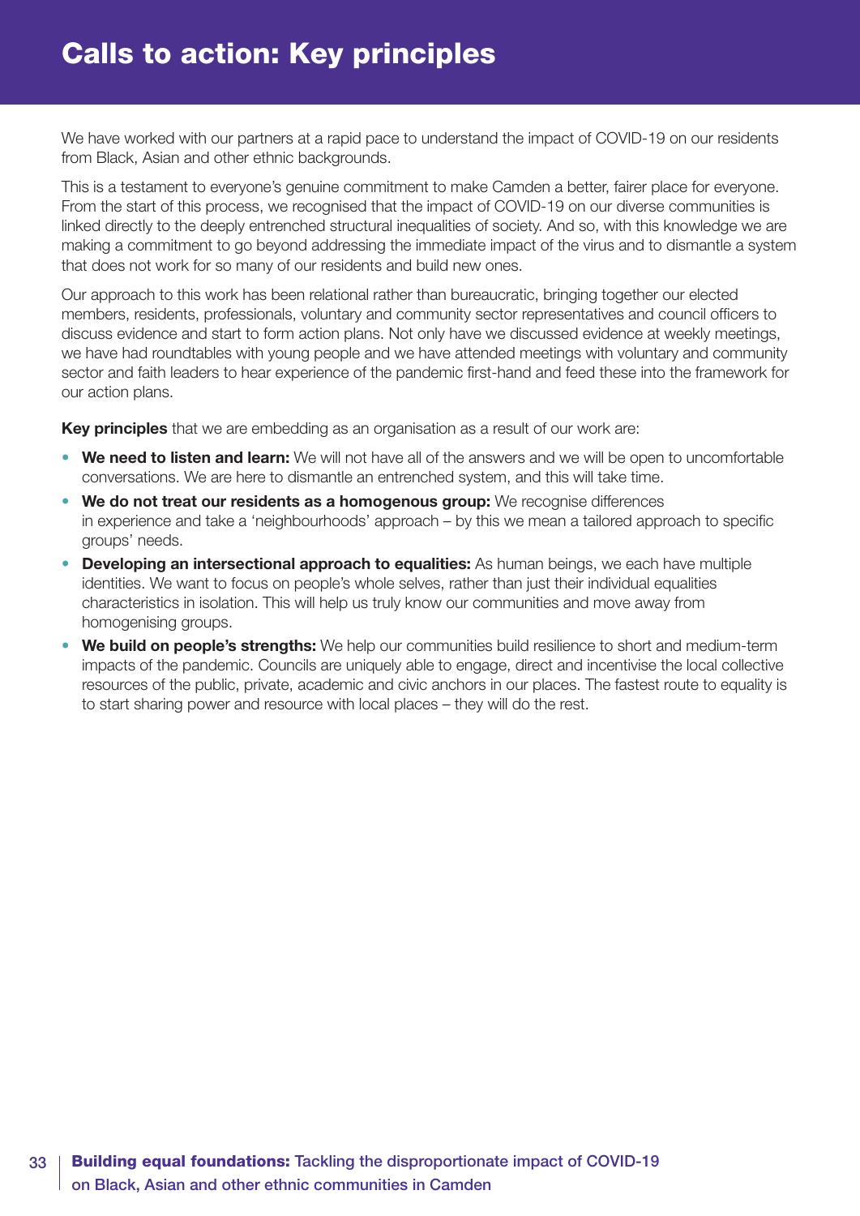# Calls to action: Key principles

We have worked with our partners at a rapid pace to understand the impact of COVID-19 on our residents from Black, Asian and other ethnic backgrounds.

This is a testament to everyone's genuine commitment to make Camden a better, fairer place for everyone. From the start of this process, we recognised that the impact of COVID-19 on our diverse communities is linked directly to the deeply entrenched structural inequalities of society. And so, with this knowledge we are making a commitment to go beyond addressing the immediate impact of the virus and to dismantle a system that does not work for so many of our residents and build new ones.

Our approach to this work has been relational rather than bureaucratic, bringing together our elected members, residents, professionals, voluntary and community sector representatives and council officers to discuss evidence and start to form action plans. Not only have we discussed evidence at weekly meetings, we have had roundtables with young people and we have attended meetings with voluntary and community sector and faith leaders to hear experience of the pandemic first-hand and feed these into the framework for our action plans.

**Key principles** that we are embedding as an organisation as a result of our work are:

- **We need to listen and learn:** We will not have all of the answers and we will be open to uncomfortable conversations. We are here to dismantle an entrenched system, and this will take time.
- **We do not treat our residents as a homogenous group:** We recognise differences in experience and take a 'neighbourhoods' approach – by this we mean a tailored approach to specific groups' needs.
- **Developing an intersectional approach to equalities:** As human beings, we each have multiple identities. We want to focus on people's whole selves, rather than just their individual equalities characteristics in isolation. This will help us truly know our communities and move away from homogenising groups.
- **We build on people's strengths:** We help our communities build resilience to short and medium-term impacts of the pandemic. Councils are uniquely able to engage, direct and incentivise the local collective resources of the public, private, academic and civic anchors in our places. The fastest route to equality is to start sharing power and resource with local places – they will do the rest.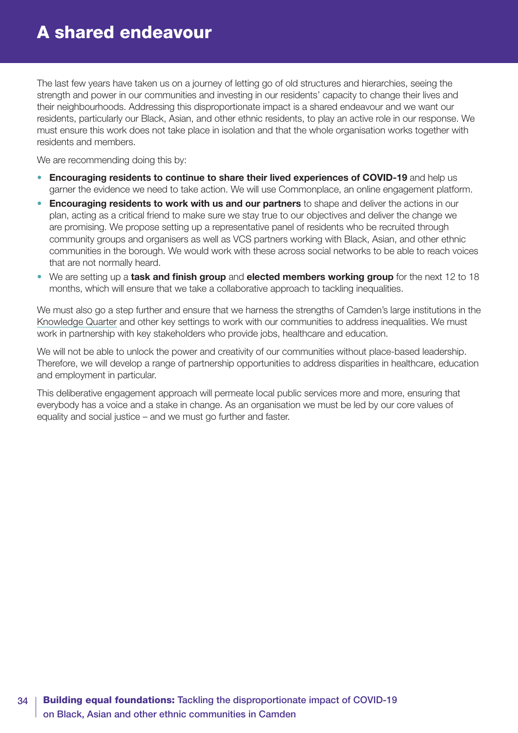# A shared endeavour

The last few years have taken us on a journey of letting go of old structures and hierarchies, seeing the strength and power in our communities and investing in our residents' capacity to change their lives and their neighbourhoods. Addressing this disproportionate impact is a shared endeavour and we want our residents, particularly our Black, Asian, and other ethnic residents, to play an active role in our response. We must ensure this work does not take place in isolation and that the whole organisation works together with residents and members.

We are recommending doing this by:

- **Encouraging residents to continue to share their lived experiences of COVID-19** and help us garner the evidence we need to take action. We will use Commonplace, an online engagement platform.
- **Encouraging residents to work with us and our partners** to shape and deliver the actions in our plan, acting as a critical friend to make sure we stay true to our objectives and deliver the change we are promising. We propose setting up a representative panel of residents who be recruited through community groups and organisers as well as VCS partners working with Black, Asian, and other ethnic communities in the borough. We would work with these across social networks to be able to reach voices that are not normally heard.
- We are setting up a **task and finish group** and **elected members working group** for the next 12 to 18 months, which will ensure that we take a collaborative approach to tackling inequalities.

We must also go a step further and ensure that we harness the strengths of Camden's large institutions in the Knowledge Quarter and other key settings to work with our communities to address inequalities. We must work in partnership with key stakeholders who provide jobs, healthcare and education.

We will not be able to unlock the power and creativity of our communities without place-based leadership. Therefore, we will develop a range of partnership opportunities to address disparities in healthcare, education and employment in particular.

This deliberative engagement approach will permeate local public services more and more, ensuring that everybody has a voice and a stake in change. As an organisation we must be led by our core values of equality and social justice – and we must go further and faster.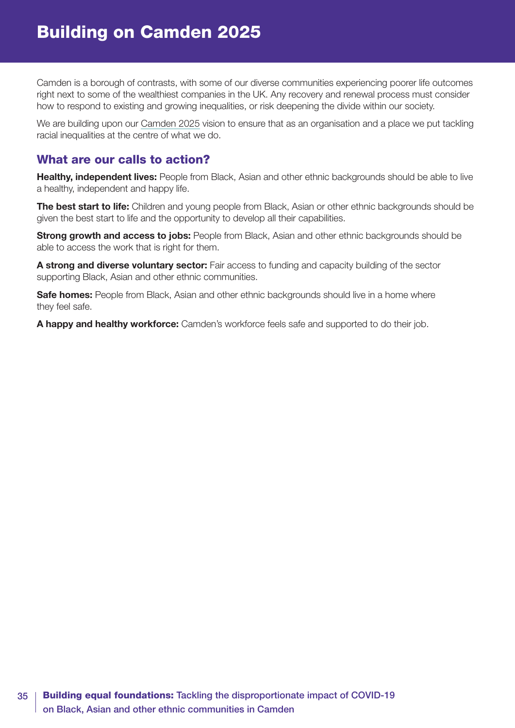# Building on Camden 2025

Camden is a borough of contrasts, with some of our diverse communities experiencing poorer life outcomes right next to some of the wealthiest companies in the UK. Any recovery and renewal process must consider how to respond to existing and growing inequalities, or risk deepening the divide within our society.

We are building upon our Camden 2025 vision to ensure that as an organisation and a place we put tackling racial inequalities at the centre of what we do.

## What are our calls to action?

**Healthy, independent lives:** People from Black, Asian and other ethnic backgrounds should be able to live a healthy, independent and happy life.

**The best start to life:** Children and young people from Black, Asian or other ethnic backgrounds should be given the best start to life and the opportunity to develop all their capabilities.

**Strong growth and access to jobs:** People from Black, Asian and other ethnic backgrounds should be able to access the work that is right for them.

**A strong and diverse voluntary sector:** Fair access to funding and capacity building of the sector supporting Black, Asian and other ethnic communities.

**Safe homes:** People from Black, Asian and other ethnic backgrounds should live in a home where they feel safe.

**A happy and healthy workforce:** Camden's workforce feels safe and supported to do their job.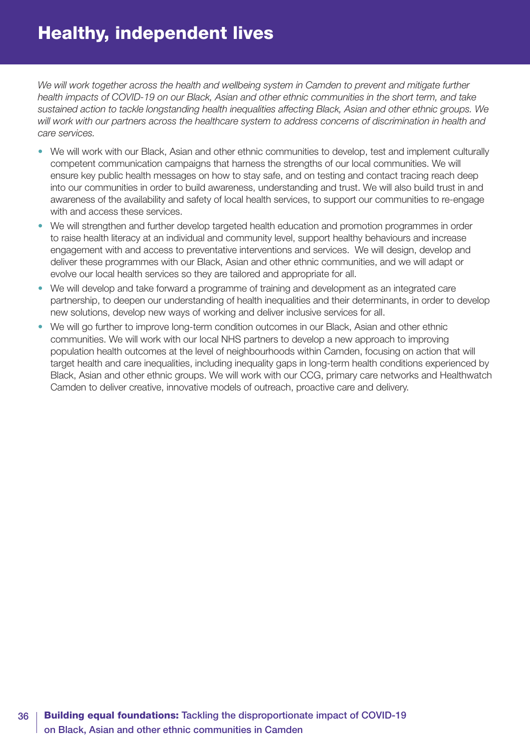# Healthy, independent lives

*We will work together across the health and wellbeing system in Camden to prevent and mitigate further health impacts of COVID-19 on our Black, Asian and other ethnic communities in the short term, and take sustained action to tackle longstanding health inequalities affecting Black, Asian and other ethnic groups. We will work with our partners across the healthcare system to address concerns of discrimination in health and care services.*

- We will work with our Black, Asian and other ethnic communities to develop, test and implement culturally competent communication campaigns that harness the strengths of our local communities. We will ensure key public health messages on how to stay safe, and on testing and contact tracing reach deep into our communities in order to build awareness, understanding and trust. We will also build trust in and awareness of the availability and safety of local health services, to support our communities to re-engage with and access these services.
- We will strengthen and further develop targeted health education and promotion programmes in order to raise health literacy at an individual and community level, support healthy behaviours and increase engagement with and access to preventative interventions and services. We will design, develop and deliver these programmes with our Black, Asian and other ethnic communities, and we will adapt or evolve our local health services so they are tailored and appropriate for all.
- We will develop and take forward a programme of training and development as an integrated care partnership, to deepen our understanding of health inequalities and their determinants, in order to develop new solutions, develop new ways of working and deliver inclusive services for all.
- We will go further to improve long-term condition outcomes in our Black, Asian and other ethnic communities. We will work with our local NHS partners to develop a new approach to improving population health outcomes at the level of neighbourhoods within Camden, focusing on action that will target health and care inequalities, including inequality gaps in long-term health conditions experienced by Black, Asian and other ethnic groups. We will work with our CCG, primary care networks and Healthwatch Camden to deliver creative, innovative models of outreach, proactive care and delivery.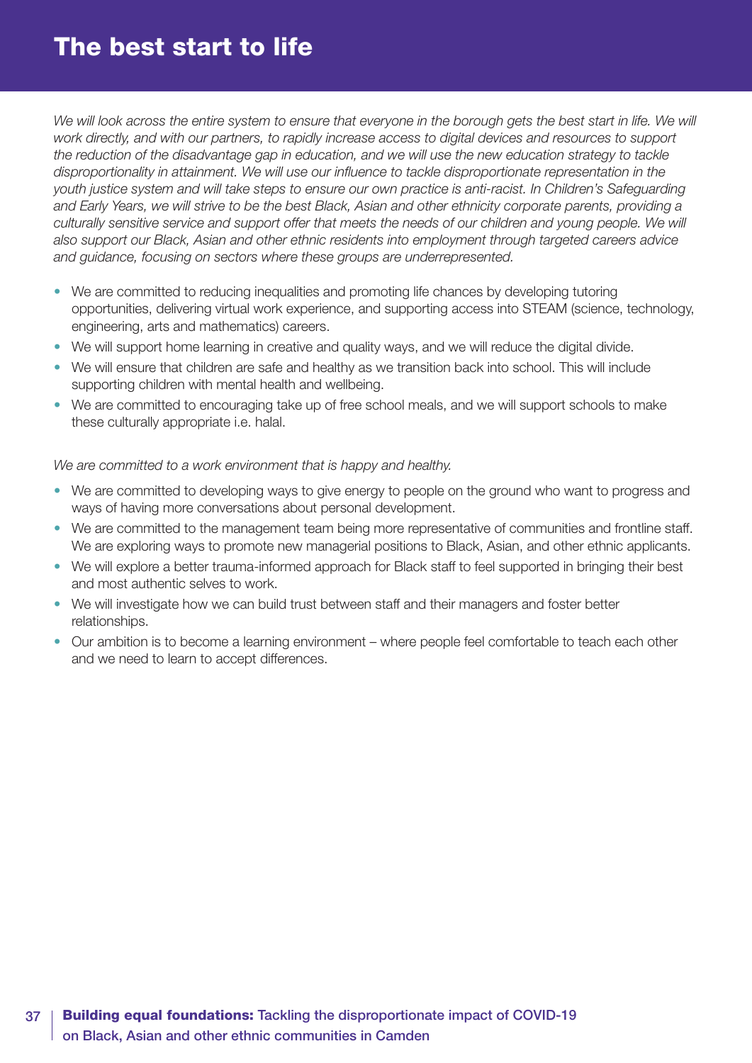# The best start to life

*We will look across the entire system to ensure that everyone in the borough gets the best start in life. We will work directly, and with our partners, to rapidly increase access to digital devices and resources to support the reduction of the disadvantage gap in education, and we will use the new education strategy to tackle disproportionality in attainment. We will use our influence to tackle disproportionate representation in the youth justice system and will take steps to ensure our own practice is anti-racist. In Children's Safeguarding and Early Years, we will strive to be the best Black, Asian and other ethnicity corporate parents, providing a culturally sensitive service and support offer that meets the needs of our children and young people. We will also support our Black, Asian and other ethnic residents into employment through targeted careers advice and guidance, focusing on sectors where these groups are underrepresented.*

- We are committed to reducing inequalities and promoting life chances by developing tutoring opportunities, delivering virtual work experience, and supporting access into STEAM (science, technology, engineering, arts and mathematics) careers.
- We will support home learning in creative and quality ways, and we will reduce the digital divide.
- We will ensure that children are safe and healthy as we transition back into school. This will include supporting children with mental health and wellbeing.
- We are committed to encouraging take up of free school meals, and we will support schools to make these culturally appropriate i.e. halal.

*We are committed to a work environment that is happy and healthy.*

- We are committed to developing ways to give energy to people on the ground who want to progress and ways of having more conversations about personal development.
- We are committed to the management team being more representative of communities and frontline staff. We are exploring ways to promote new managerial positions to Black, Asian, and other ethnic applicants.
- We will explore a better trauma-informed approach for Black staff to feel supported in bringing their best and most authentic selves to work.
- We will investigate how we can build trust between staff and their managers and foster better relationships.
- Our ambition is to become a learning environment – where people feel comfortable to teach each other and we need to learn to accept differences.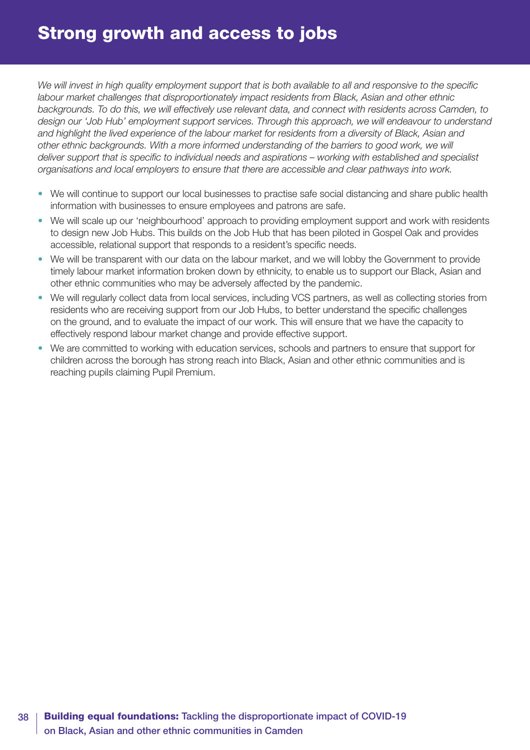# Strong growth and access to jobs

*We will invest in high quality employment support that is both available to all and responsive to the specific labour market challenges that disproportionately impact residents from Black, Asian and other ethnic backgrounds. To do this, we will effectively use relevant data, and connect with residents across Camden, to design our 'Job Hub' employment support services. Through this approach, we will endeavour to understand and highlight the lived experience of the labour market for residents from a diversity of Black, Asian and other ethnic backgrounds. With a more informed understanding of the barriers to good work, we will deliver support that is specific to individual needs and aspirations – working with established and specialist organisations and local employers to ensure that there are accessible and clear pathways into work.*

- We will continue to support our local businesses to practise safe social distancing and share public health information with businesses to ensure employees and patrons are safe.
- We will scale up our 'neighbourhood' approach to providing employment support and work with residents to design new Job Hubs. This builds on the Job Hub that has been piloted in Gospel Oak and provides accessible, relational support that responds to a resident's specific needs.
- We will be transparent with our data on the labour market, and we will lobby the Government to provide timely labour market information broken down by ethnicity, to enable us to support our Black, Asian and other ethnic communities who may be adversely affected by the pandemic.
- We will regularly collect data from local services, including VCS partners, as well as collecting stories from residents who are receiving support from our Job Hubs, to better understand the specific challenges on the ground, and to evaluate the impact of our work. This will ensure that we have the capacity to effectively respond labour market change and provide effective support.
- We are committed to working with education services, schools and partners to ensure that support for children across the borough has strong reach into Black, Asian and other ethnic communities and is reaching pupils claiming Pupil Premium.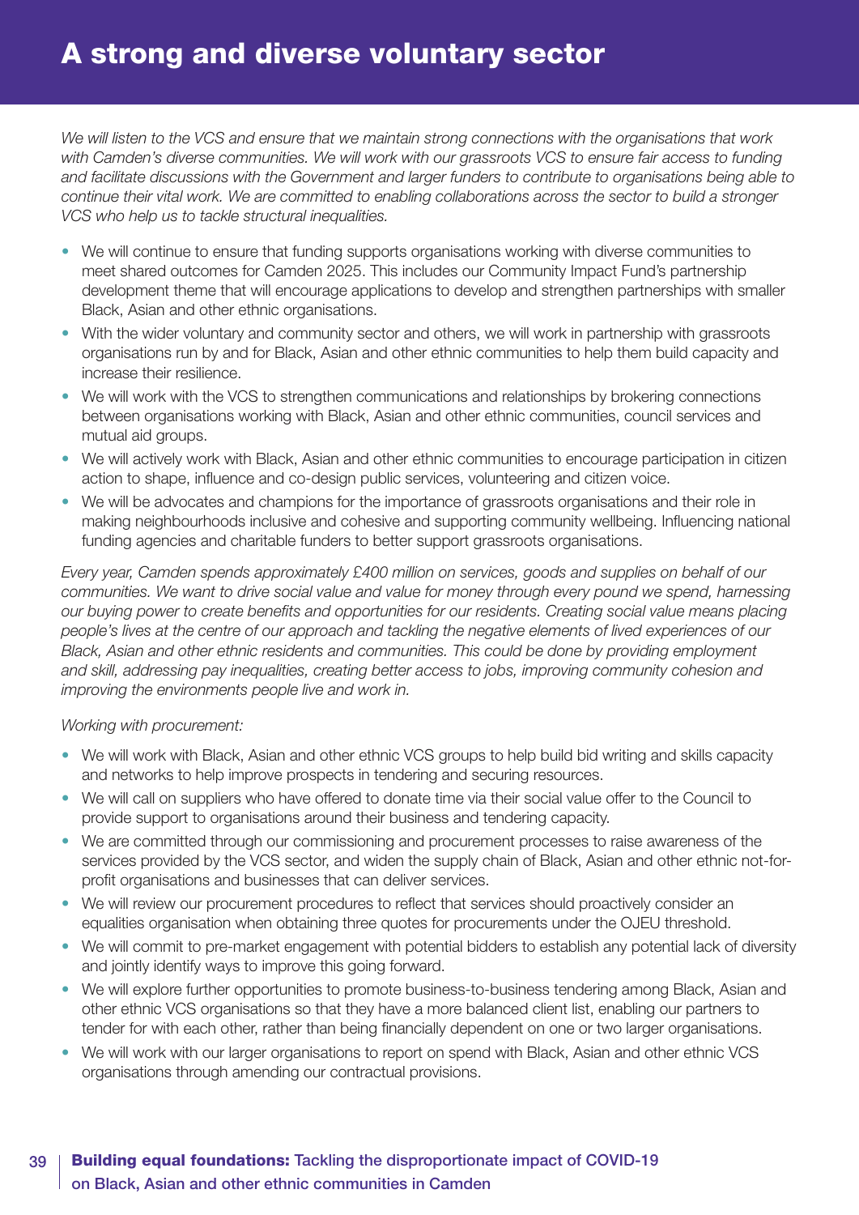# A strong and diverse voluntary sector

*We will listen to the VCS and ensure that we maintain strong connections with the organisations that work with Camden's diverse communities. We will work with our grassroots VCS to ensure fair access to funding and facilitate discussions with the Government and larger funders to contribute to organisations being able to continue their vital work. We are committed to enabling collaborations across the sector to build a stronger VCS who help us to tackle structural inequalities.*

- We will continue to ensure that funding supports organisations working with diverse communities to meet shared outcomes for Camden 2025. This includes our Community Impact Fund's partnership development theme that will encourage applications to develop and strengthen partnerships with smaller Black, Asian and other ethnic organisations.
- With the wider voluntary and community sector and others, we will work in partnership with grassroots organisations run by and for Black, Asian and other ethnic communities to help them build capacity and increase their resilience.
- We will work with the VCS to strengthen communications and relationships by brokering connections between organisations working with Black, Asian and other ethnic communities, council services and mutual aid groups.
- We will actively work with Black, Asian and other ethnic communities to encourage participation in citizen action to shape, influence and co-design public services, volunteering and citizen voice.
- We will be advocates and champions for the importance of grassroots organisations and their role in making neighbourhoods inclusive and cohesive and supporting community wellbeing. Influencing national funding agencies and charitable funders to better support grassroots organisations.

*Every year, Camden spends approximately £400 million on services, goods and supplies on behalf of our communities. We want to drive social value and value for money through every pound we spend, harnessing our buying power to create benefits and opportunities for our residents. Creating social value means placing people's lives at the centre of our approach and tackling the negative elements of lived experiences of our Black, Asian and other ethnic residents and communities. This could be done by providing employment and skill, addressing pay inequalities, creating better access to jobs, improving community cohesion and improving the environments people live and work in.*

*Working with procurement:*

- We will work with Black, Asian and other ethnic VCS groups to help build bid writing and skills capacity and networks to help improve prospects in tendering and securing resources.
- We will call on suppliers who have offered to donate time via their social value offer to the Council to provide support to organisations around their business and tendering capacity.
- We are committed through our commissioning and procurement processes to raise awareness of the services provided by the VCS sector, and widen the supply chain of Black, Asian and other ethnic not-for-profit organisations and businesses that can deliver services.
- We will review our procurement procedures to reflect that services should proactively consider an equalities organisation when obtaining three quotes for procurements under the OJEU threshold.
- We will commit to pre-market engagement with potential bidders to establish any potential lack of diversity and jointly identify ways to improve this going forward.
- We will explore further opportunities to promote business-to-business tendering among Black, Asian and other ethnic VCS organisations so that they have a more balanced client list, enabling our partners to tender for with each other, rather than being financially dependent on one or two larger organisations.
- We will work with our larger organisations to report on spend with Black, Asian and other ethnic VCS organisations through amending our contractual provisions.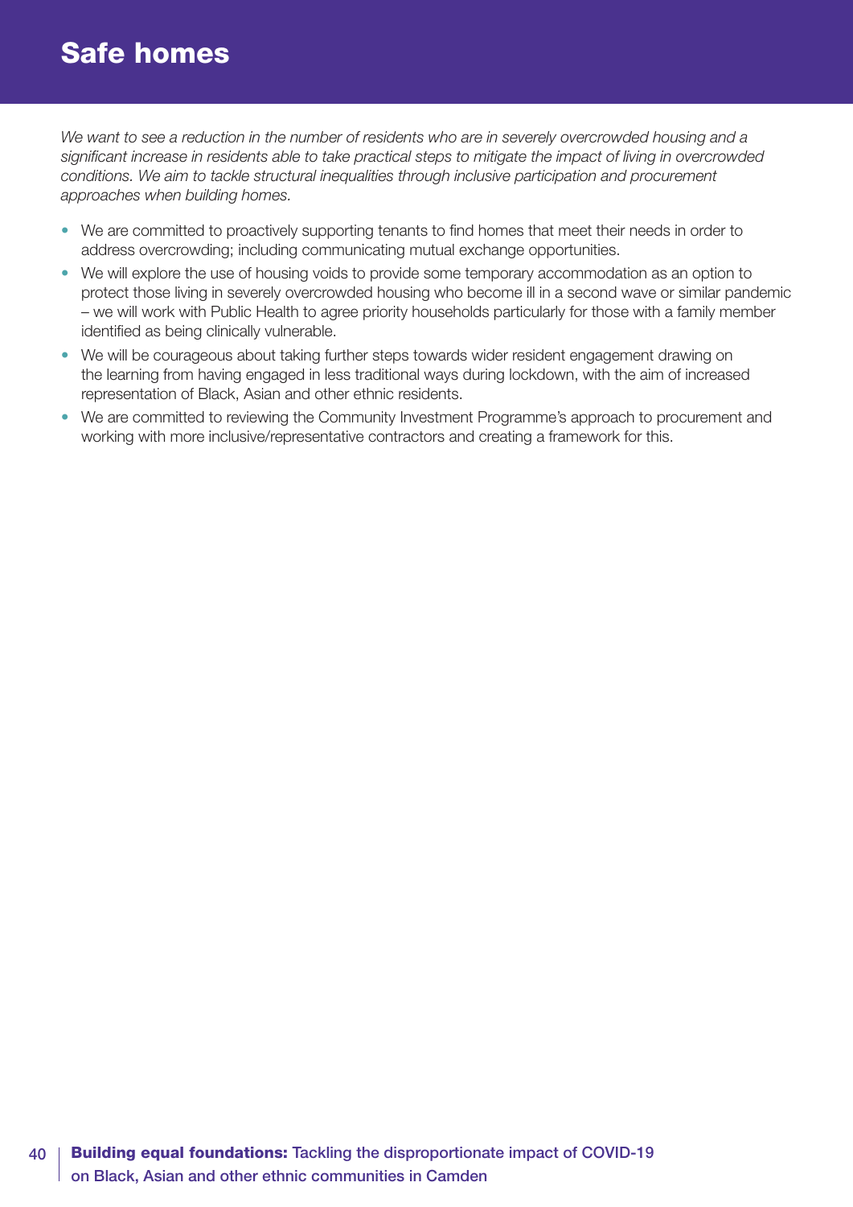# Safe homes

*We want to see a reduction in the number of residents who are in severely overcrowded housing and a significant increase in residents able to take practical steps to mitigate the impact of living in overcrowded conditions. We aim to tackle structural inequalities through inclusive participation and procurement approaches when building homes.*

- We are committed to proactively supporting tenants to find homes that meet their needs in order to address overcrowding; including communicating mutual exchange opportunities.
- We will explore the use of housing voids to provide some temporary accommodation as an option to protect those living in severely overcrowded housing who become ill in a second wave or similar pandemic – we will work with Public Health to agree priority households particularly for those with a family member identified as being clinically vulnerable.
- We will be courageous about taking further steps towards wider resident engagement drawing on the learning from having engaged in less traditional ways during lockdown, with the aim of increased representation of Black, Asian and other ethnic residents.
- We are committed to reviewing the Community Investment Programme's approach to procurement and working with more inclusive/representative contractors and creating a framework for this.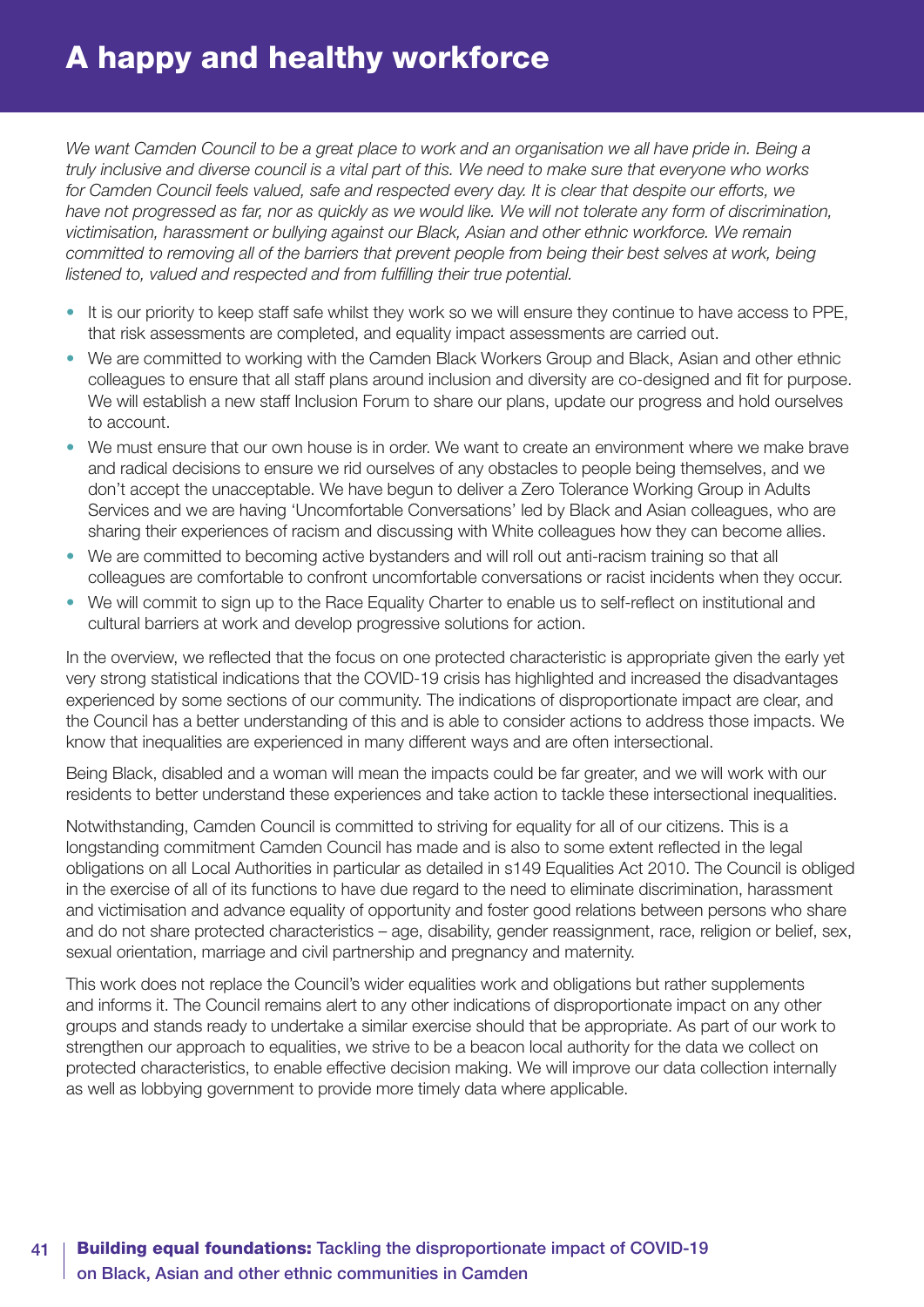# A happy and healthy workforce

*We want Camden Council to be a great place to work and an organisation we all have pride in. Being a truly inclusive and diverse council is a vital part of this. We need to make sure that everyone who works for Camden Council feels valued, safe and respected every day. It is clear that despite our efforts, we have not progressed as far, nor as quickly as we would like. We will not tolerate any form of discrimination, victimisation, harassment or bullying against our Black, Asian and other ethnic workforce. We remain committed to removing all of the barriers that prevent people from being their best selves at work, being listened to, valued and respected and from fulfilling their true potential.*

- It is our priority to keep staff safe whilst they work so we will ensure they continue to have access to PPE, that risk assessments are completed, and equality impact assessments are carried out.
- We are committed to working with the Camden Black Workers Group and Black, Asian and other ethnic colleagues to ensure that all staff plans around inclusion and diversity are co-designed and fit for purpose. We will establish a new staff Inclusion Forum to share our plans, update our progress and hold ourselves to account.
- We must ensure that our own house is in order. We want to create an environment where we make brave and radical decisions to ensure we rid ourselves of any obstacles to people being themselves, and we don't accept the unacceptable. We have begun to deliver a Zero Tolerance Working Group in Adults Services and we are having 'Uncomfortable Conversations' led by Black and Asian colleagues, who are sharing their experiences of racism and discussing with White colleagues how they can become allies.
- We are committed to becoming active bystanders and will roll out anti-racism training so that all colleagues are comfortable to confront uncomfortable conversations or racist incidents when they occur.
- We will commit to sign up to the Race Equality Charter to enable us to self-reflect on institutional and cultural barriers at work and develop progressive solutions for action.

In the overview, we reflected that the focus on one protected characteristic is appropriate given the early yet very strong statistical indications that the COVID-19 crisis has highlighted and increased the disadvantages experienced by some sections of our community. The indications of disproportionate impact are clear, and the Council has a better understanding of this and is able to consider actions to address those impacts. We know that inequalities are experienced in many different ways and are often intersectional.

Being Black, disabled and a woman will mean the impacts could be far greater, and we will work with our residents to better understand these experiences and take action to tackle these intersectional inequalities.

Notwithstanding, Camden Council is committed to striving for equality for all of our citizens. This is a longstanding commitment Camden Council has made and is also to some extent reflected in the legal obligations on all Local Authorities in particular as detailed in s149 Equalities Act 2010. The Council is obliged in the exercise of all of its functions to have due regard to the need to eliminate discrimination, harassment and victimisation and advance equality of opportunity and foster good relations between persons who share and do not share protected characteristics – age, disability, gender reassignment, race, religion or belief, sex, sexual orientation, marriage and civil partnership and pregnancy and maternity.

This work does not replace the Council's wider equalities work and obligations but rather supplements and informs it. The Council remains alert to any other indications of disproportionate impact on any other groups and stands ready to undertake a similar exercise should that be appropriate. As part of our work to strengthen our approach to equalities, we strive to be a beacon local authority for the data we collect on protected characteristics, to enable effective decision making. We will improve our data collection internally as well as lobbying government to provide more timely data where applicable.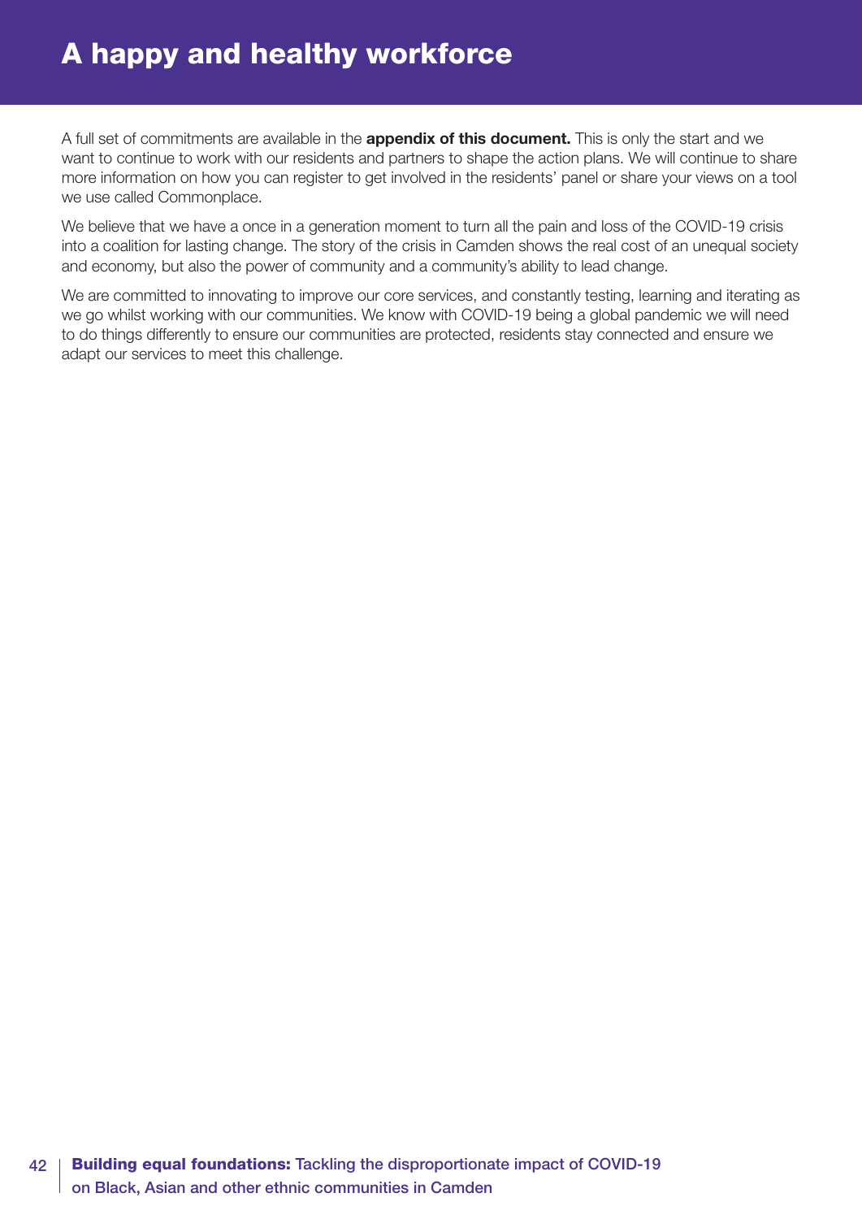# A happy and healthy workforce

A full set of commitments are available in the **appendix of this document.** This is only the start and we want to continue to work with our residents and partners to shape the action plans. We will continue to share more information on how you can register to get involved in the residents' panel or share your views on a tool we use called Commonplace.

We believe that we have a once in a generation moment to turn all the pain and loss of the COVID-19 crisis into a coalition for lasting change. The story of the crisis in Camden shows the real cost of an unequal society and economy, but also the power of community and a community's ability to lead change.

We are committed to innovating to improve our core services, and constantly testing, learning and iterating as we go whilst working with our communities. We know with COVID-19 being a global pandemic we will need to do things differently to ensure our communities are protected, residents stay connected and ensure we adapt our services to meet this challenge.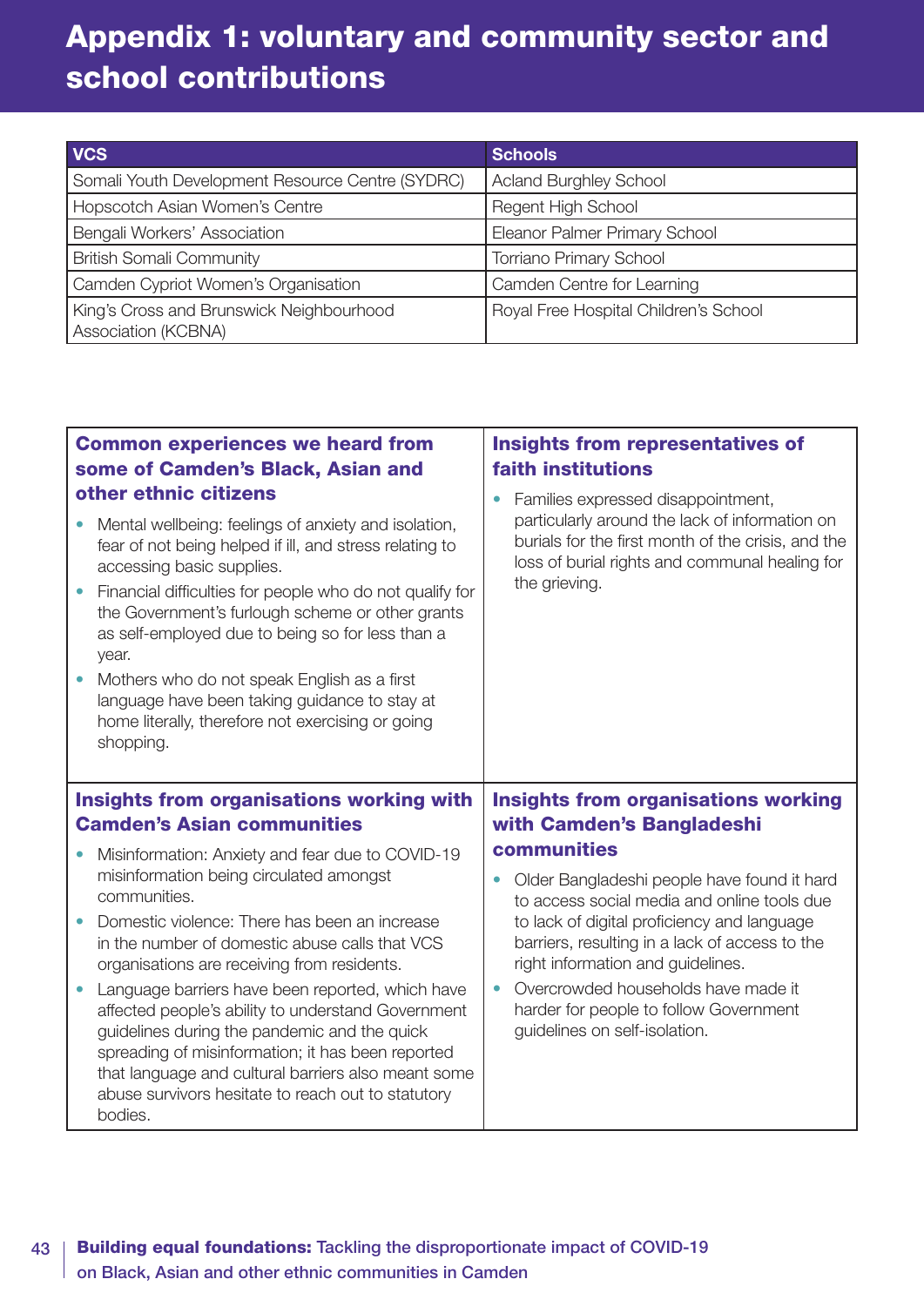# Appendix 1: voluntary and community sector and school contributions

| VCS | Schools |
|---|---|
| Somali Youth Development Resource Centre (SYDRC) | Acland Burghley School |
| Hopscotch Asian Women's Centre | Regent High School |
| Bengali Workers' Association | Eleanor Palmer Primary School |
| British Somali Community | Torriano Primary School |
| Camden Cypriot Women's Organisation | Camden Centre for Learning |
| King's Cross and Brunswick Neighbourhood Association (KCBNA) | Royal Free Hospital Children's School |

### Common experiences we heard from some of Camden's Black, Asian and other ethnic citizens

- Mental wellbeing: feelings of anxiety and isolation, fear of not being helped if ill, and stress relating to accessing basic supplies.
- Financial difficulties for people who do not qualify for the Government's furlough scheme or other grants as self-employed due to being so for less than a year.
- Mothers who do not speak English as a first language have been taking guidance to stay at home literally, therefore not exercising or going shopping.

### Insights from representatives of faith institutions

- Families expressed disappointment, particularly around the lack of information on burials for the first month of the crisis, and the loss of burial rights and communal healing for the grieving.

### Insights from organisations working with Camden's Asian communities

- Misinformation: Anxiety and fear due to COVID-19 misinformation being circulated amongst communities.
- Domestic violence: There has been an increase in the number of domestic abuse calls that VCS organisations are receiving from residents.
- Language barriers have been reported, which have affected people's ability to understand Government guidelines during the pandemic and the quick spreading of misinformation; it has been reported that language and cultural barriers also meant some abuse survivors hesitate to reach out to statutory bodies.

### Insights from organisations working with Camden's Bangladeshi communities

- Older Bangladeshi people have found it hard to access social media and online tools due to lack of digital proficiency and language barriers, resulting in a lack of access to the right information and guidelines.
- Overcrowded households have made it harder for people to follow Government guidelines on self-isolation.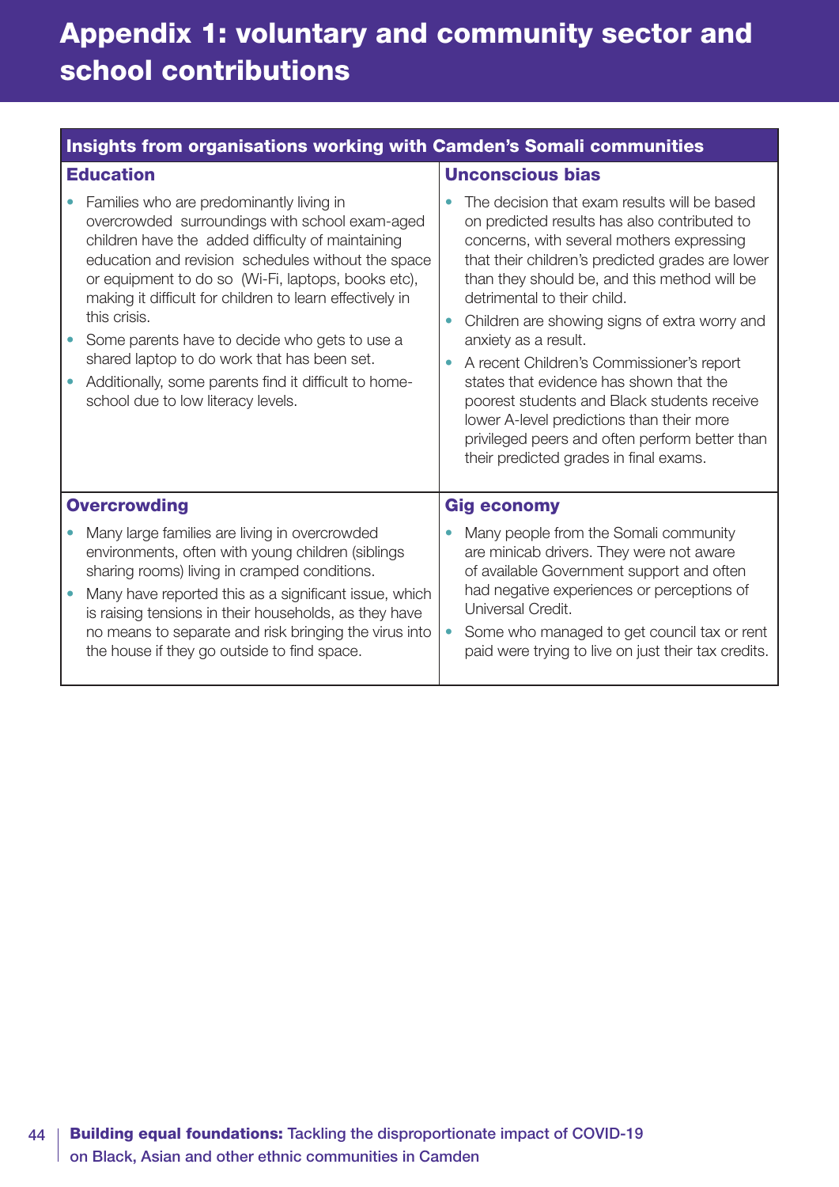# Appendix 1: voluntary and community sector and school contributions

## Insights from organisations working with Camden's Somali communities

### Education

- Families who are predominantly living in overcrowded surroundings with school exam-aged children have the added difficulty of maintaining education and revision schedules without the space or equipment to do so (Wi-Fi, laptops, books etc), making it difficult for children to learn effectively in this crisis.
- Some parents have to decide who gets to use a shared laptop to do work that has been set.
- Additionally, some parents find it difficult to home-school due to low literacy levels.

### Unconscious bias

- The decision that exam results will be based on predicted results has also contributed to concerns, with several mothers expressing that their children's predicted grades are lower than they should be, and this method will be detrimental to their child.
- Children are showing signs of extra worry and anxiety as a result.
- A recent Children's Commissioner's report states that evidence has shown that the poorest students and Black students receive lower A-level predictions than their more privileged peers and often perform better than their predicted grades in final exams.

### Overcrowding

- Many large families are living in overcrowded environments, often with young children (siblings sharing rooms) living in cramped conditions.
- Many have reported this as a significant issue, which is raising tensions in their households, as they have no means to separate and risk bringing the virus into the house if they go outside to find space.

### Gig economy

- Many people from the Somali community are minicab drivers. They were not aware of available Government support and often had negative experiences or perceptions of Universal Credit.
- Some who managed to get council tax or rent paid were trying to live on just their tax credits.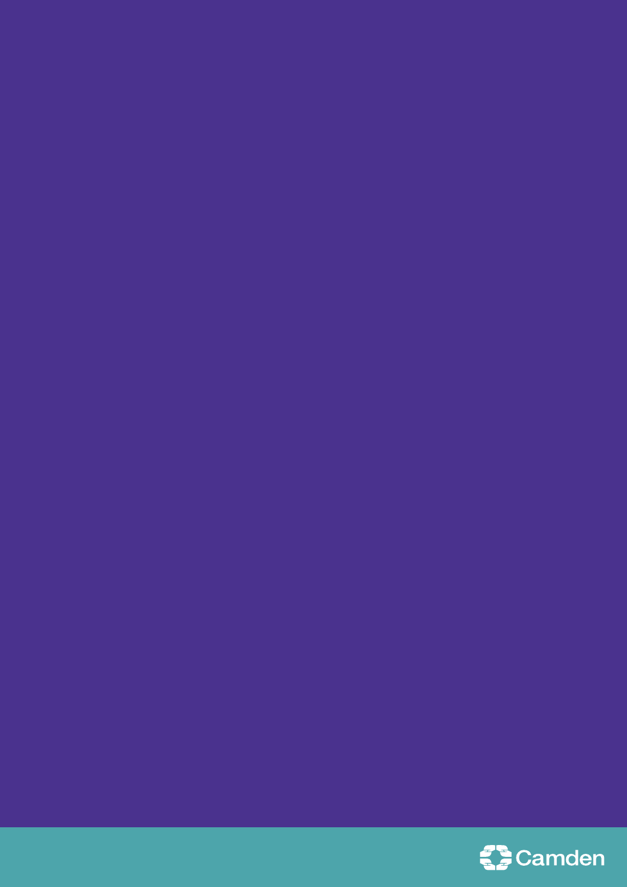Camden